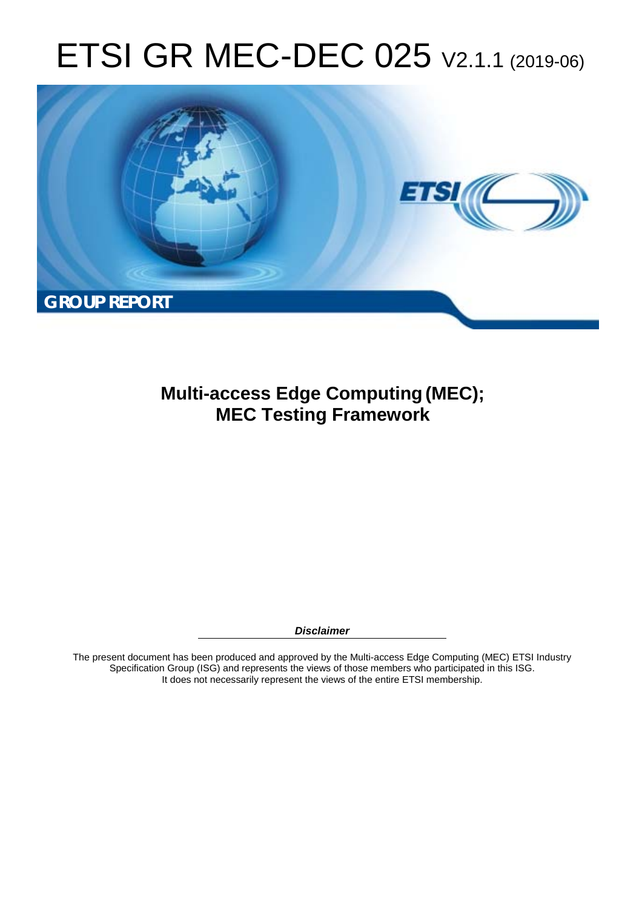# ETSI GR MEC-DEC 025 V2.1.1 (2019-06)

**GROUP REPORT**

## Multi-access Edge Computing (MEC); MEC Testing Framework

***Disclaimer***

The present document has been produced and approved by the Multi-access Edge Computing (MEC) ETSI Industry Specification Group (ISG) and represents the views of those members who participated in this ISG. It does not necessarily represent the views of the entire ETSI membership.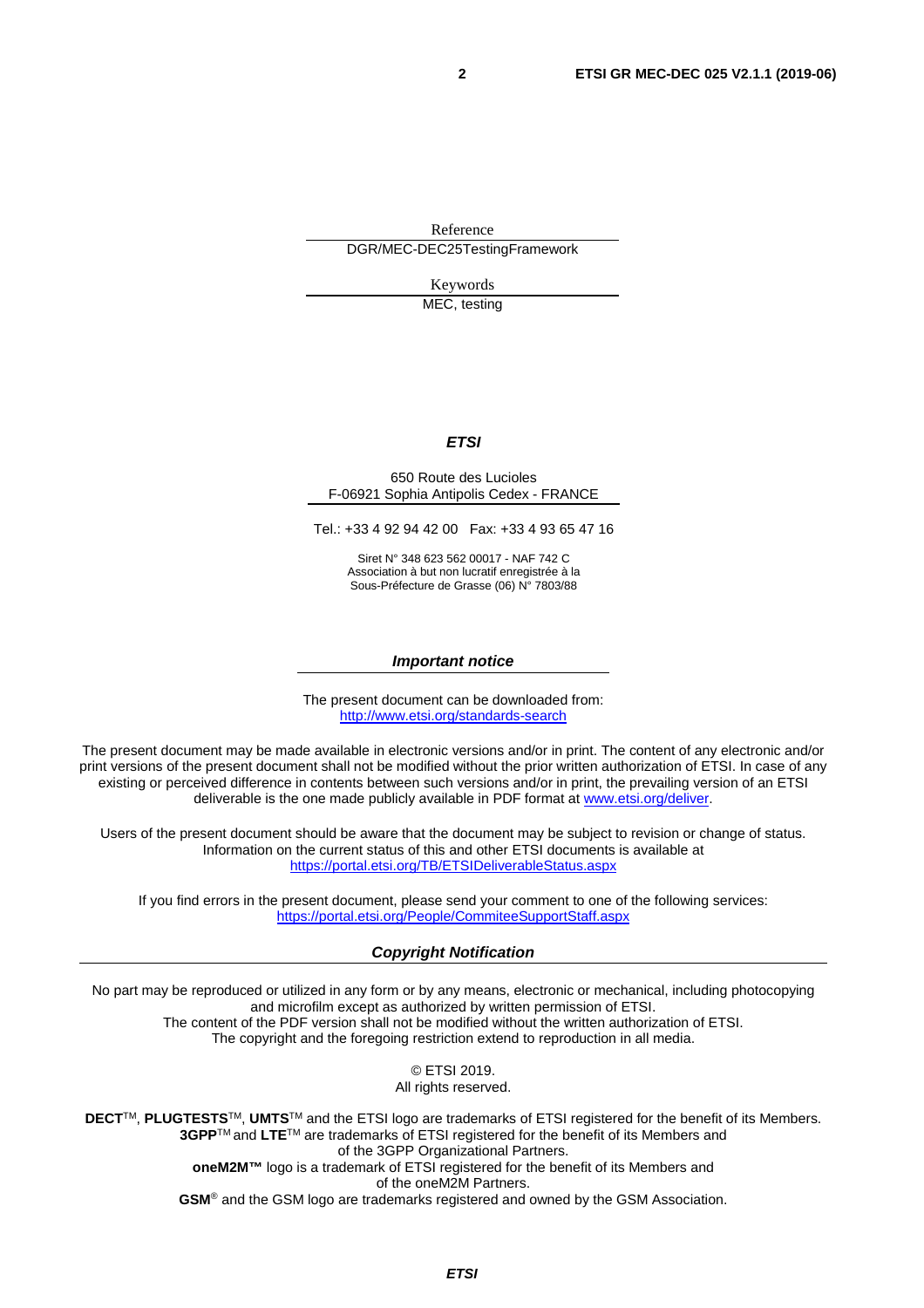Reference

DGR/MEC-DEC25TestingFramework

Keywords

MEC, testing

***ETSI***

650 Route des Lucioles
F-06921 Sophia Antipolis Cedex - FRANCE

Tel.: +33 4 92 94 42 00 Fax: +33 4 93 65 47 16

Siret N° 348 623 562 00017 - NAF 742 C
Association à but non lucratif enregistrée à la
Sous-Préfecture de Grasse (06) N° 7803/88

***Important notice***

The present document can be downloaded from:
http://www.etsi.org/standards-search

The present document may be made available in electronic versions and/or in print. The content of any electronic and/or print versions of the present document shall not be modified without the prior written authorization of ETSI. In case of any existing or perceived difference in contents between such versions and/or in print, the prevailing version of an ETSI deliverable is the one made publicly available in PDF format at www.etsi.org/deliver.

Users of the present document should be aware that the document may be subject to revision or change of status. Information on the current status of this and other ETSI documents is available at https://portal.etsi.org/TB/ETSIDeliverableStatus.aspx

If you find errors in the present document, please send your comment to one of the following services:
https://portal.etsi.org/People/CommiteeSupportStaff.aspx

***Copyright Notification***

No part may be reproduced or utilized in any form or by any means, electronic or mechanical, including photocopying and microfilm except as authorized by written permission of ETSI.
The content of the PDF version shall not be modified without the written authorization of ETSI.
The copyright and the foregoing restriction extend to reproduction in all media.

© ETSI 2019.
All rights reserved.

**DECT**™, **PLUGTESTS**™, **UMTS**™ and the ETSI logo are trademarks of ETSI registered for the benefit of its Members.
**3GPP**™ and **LTE**™ are trademarks of ETSI registered for the benefit of its Members and of the 3GPP Organizational Partners.
**oneM2M™** logo is a trademark of ETSI registered for the benefit of its Members and of the oneM2M Partners.
**GSM**® and the GSM logo are trademarks registered and owned by the GSM Association.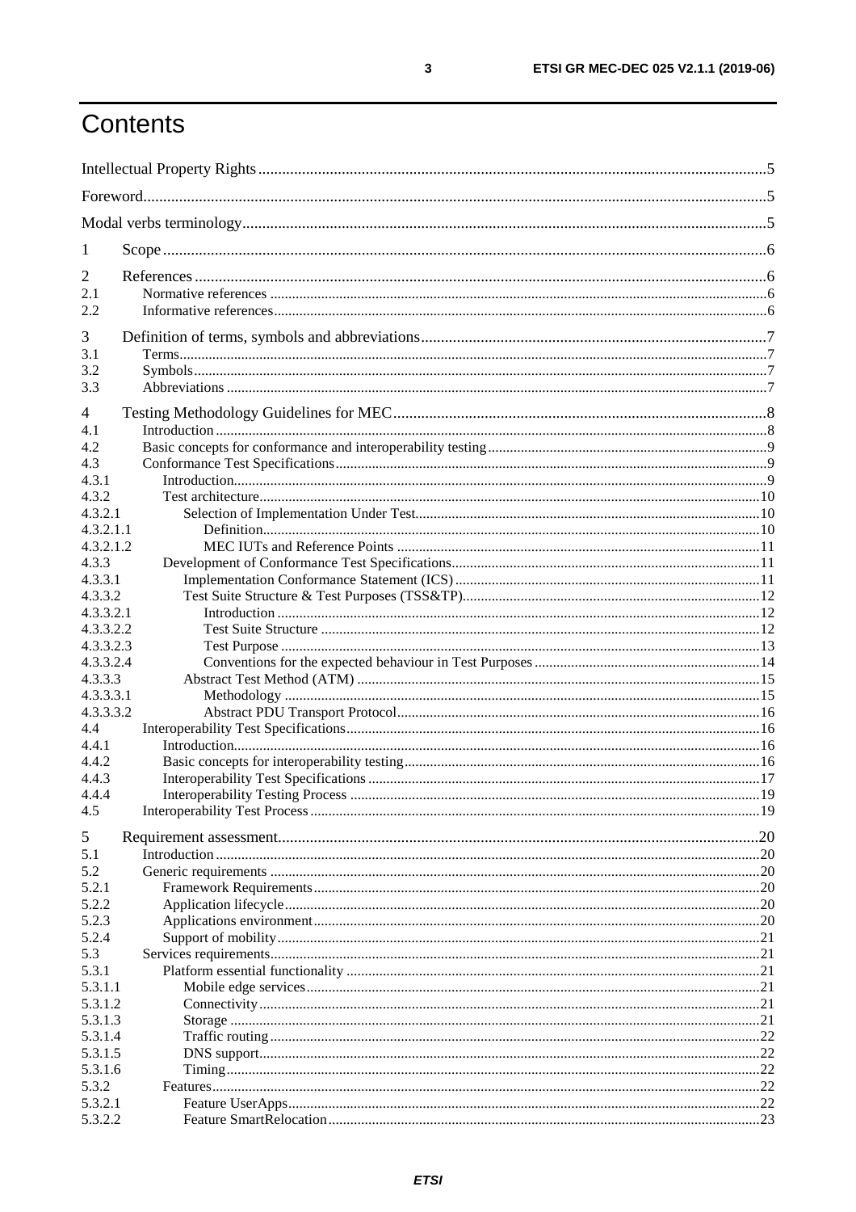# Contents

Intellectual Property Rights ....................................................................................................................................5

Foreword.................................................................................................................................................................5

Modal verbs terminology.........................................................................................................................................5

1 Scope ....................................................................................................................................................................6

2 References ............................................................................................................................................................6
2.1 Normative references ........................................................................................................................................6
2.2 Informative references.......................................................................................................................................6

3 Definition of terms, symbols and abbreviations....................................................................................................7
3.1 Terms.................................................................................................................................................................7
3.2 Symbols.............................................................................................................................................................7
3.3 Abbreviations ....................................................................................................................................................7

4 Testing Methodology Guidelines for MEC..........................................................................................................8
4.1 Introduction .......................................................................................................................................................8
4.2 Basic concepts for conformance and interoperability testing............................................................................9
4.3 Conformance Test Specifications......................................................................................................................9
4.3.1 Introduction...................................................................................................................................................9
4.3.2 Test architecture..........................................................................................................................................10
4.3.2.1 Selection of Implementation Under Test.................................................................................................10
4.3.2.1.1 Definition..............................................................................................................................................10
4.3.2.1.2 MEC IUTs and Reference Points .........................................................................................................11
4.3.3 Development of Conformance Test Specifications......................................................................................11
4.3.3.1 Implementation Conformance Statement (ICS) ......................................................................................11
4.3.3.2 Test Suite Structure & Test Purposes (TSS&TP)....................................................................................12
4.3.3.2.1 Introduction ..........................................................................................................................................12
4.3.3.2.2 Test Suite Structure ..............................................................................................................................12
4.3.3.2.3 Test Purpose .........................................................................................................................................13
4.3.3.2.4 Conventions for the expected behaviour in Test Purposes ..................................................................14
4.3.3.3 Abstract Test Method (ATM) ..................................................................................................................15
4.3.3.3.1 Methodology ........................................................................................................................................15
4.3.3.3.2 Abstract PDU Transport Protocol.........................................................................................................16
4.4 Interoperability Test Specifications.................................................................................................................16
4.4.1 Introduction.................................................................................................................................................16
4.4.2 Basic concepts for interoperability testing..................................................................................................16
4.4.3 Interoperability Test Specifications ............................................................................................................17
4.4.4 Interoperability Testing Process .................................................................................................................19
4.5 Interoperability Test Process ...........................................................................................................................19

5 Requirement assessment.......................................................................................................................................20
5.1 Introduction .....................................................................................................................................................20
5.2 Generic requirements ......................................................................................................................................20
5.2.1 Framework Requirements...........................................................................................................................20
5.2.2 Application lifecycle...................................................................................................................................20
5.2.3 Applications environment...........................................................................................................................20
5.2.4 Support of mobility.....................................................................................................................................21
5.3 Services requirements......................................................................................................................................21
5.3.1 Platform essential functionality .................................................................................................................21
5.3.1.1 Mobile edge services.................................................................................................................................21
5.3.1.2 Connectivity..............................................................................................................................................21
5.3.1.3 Storage .....................................................................................................................................................21
5.3.1.4 Traffic routing...........................................................................................................................................22
5.3.1.5 DNS support..............................................................................................................................................22
5.3.1.6 Timing.......................................................................................................................................................22
5.3.2 Features......................................................................................................................................................22
5.3.2.1 Feature UserApps......................................................................................................................................22
5.3.2.2 Feature SmartRelocation...........................................................................................................................23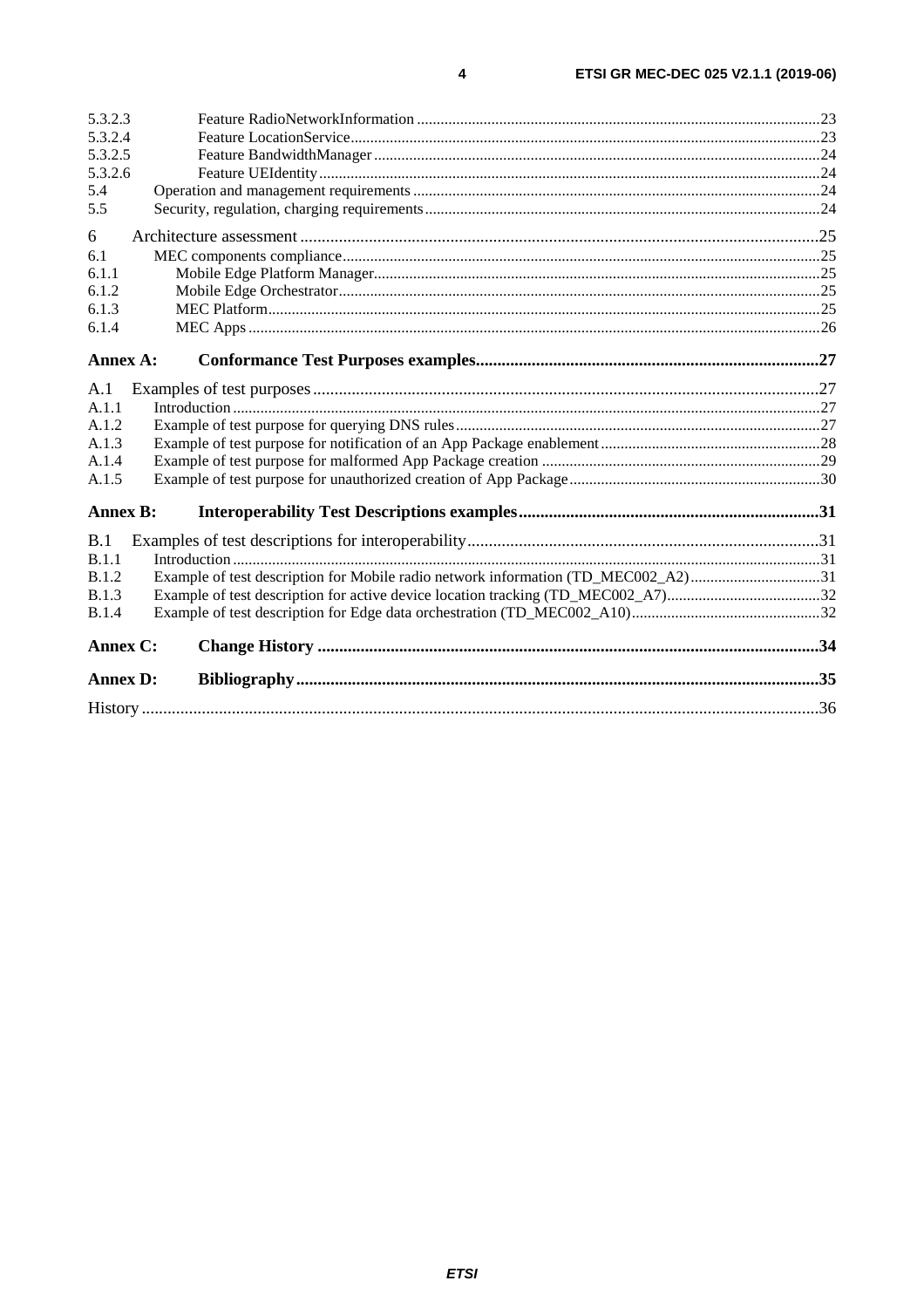5.3.2.3 Feature RadioNetworkInformation ....... 23
5.3.2.4 Feature LocationService ....... 23
5.3.2.5 Feature BandwidthManager ....... 24
5.3.2.6 Feature UEIdentity ....... 24
5.4 Operation and management requirements ....... 24
5.5 Security, regulation, charging requirements ....... 24

6 Architecture assessment ....... 25
6.1 MEC components compliance ....... 25
6.1.1 Mobile Edge Platform Manager ....... 25
6.1.2 Mobile Edge Orchestrator ....... 25
6.1.3 MEC Platform ....... 25
6.1.4 MEC Apps ....... 26

**Annex A: Conformance Test Purposes examples ....... 27**

A.1 Examples of test purposes ....... 27
A.1.1 Introduction ....... 27
A.1.2 Example of test purpose for querying DNS rules ....... 27
A.1.3 Example of test purpose for notification of an App Package enablement ....... 28
A.1.4 Example of test purpose for malformed App Package creation ....... 29
A.1.5 Example of test purpose for unauthorized creation of App Package ....... 30

**Annex B: Interoperability Test Descriptions examples ....... 31**

B.1 Examples of test descriptions for interoperability ....... 31
B.1.1 Introduction ....... 31
B.1.2 Example of test description for Mobile radio network information (TD_MEC002_A2) ....... 31
B.1.3 Example of test description for active device location tracking (TD_MEC002_A7) ....... 32
B.1.4 Example of test description for Edge data orchestration (TD_MEC002_A10) ....... 32

**Annex C: Change History ....... 34**

**Annex D: Bibliography ....... 35**

History ....... 36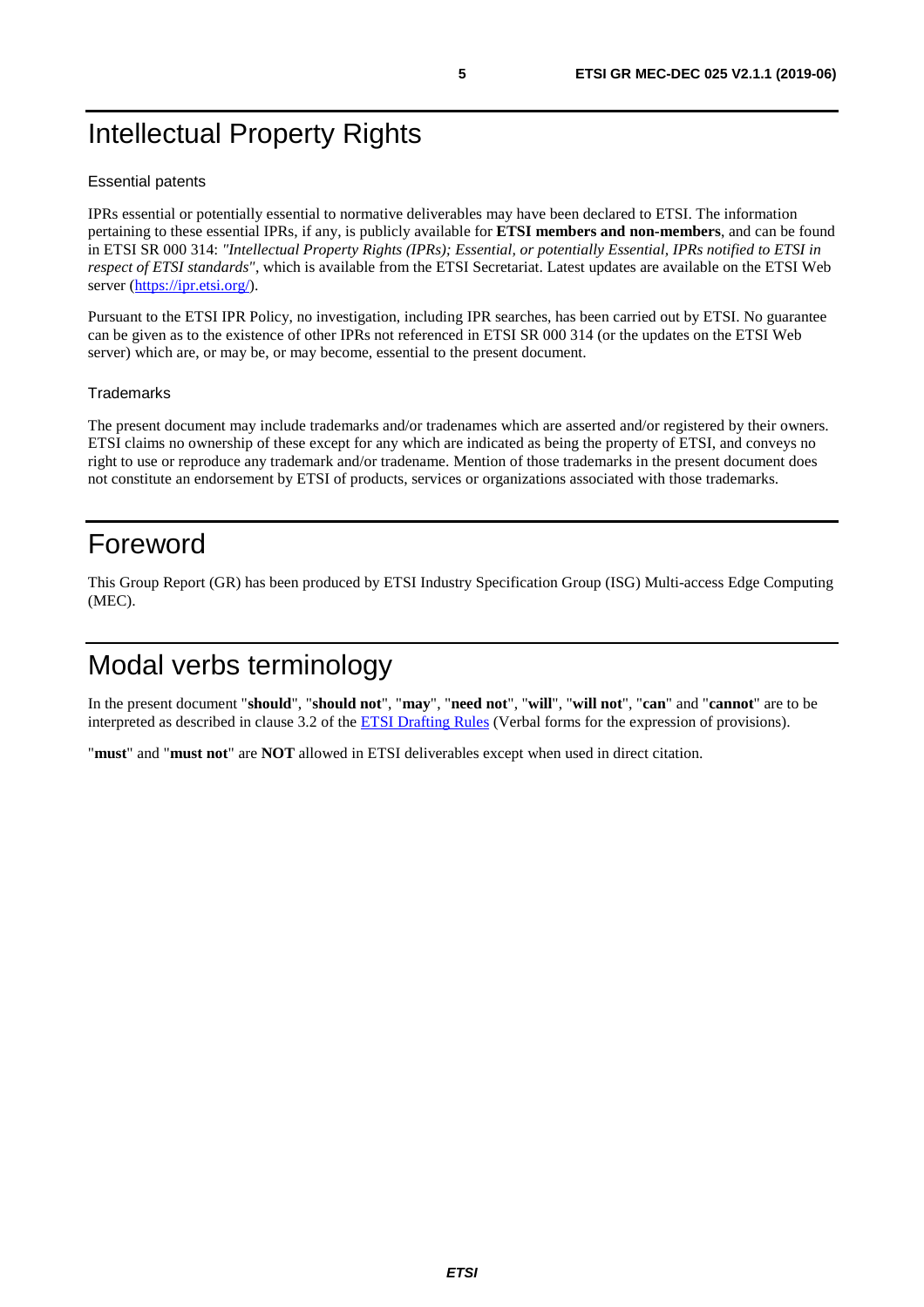# Intellectual Property Rights

## Essential patents

IPRs essential or potentially essential to normative deliverables may have been declared to ETSI. The information pertaining to these essential IPRs, if any, is publicly available for **ETSI members and non-members**, and can be found in ETSI SR 000 314: *"Intellectual Property Rights (IPRs); Essential, or potentially Essential, IPRs notified to ETSI in respect of ETSI standards"*, which is available from the ETSI Secretariat. Latest updates are available on the ETSI Web server (https://ipr.etsi.org/).

Pursuant to the ETSI IPR Policy, no investigation, including IPR searches, has been carried out by ETSI. No guarantee can be given as to the existence of other IPRs not referenced in ETSI SR 000 314 (or the updates on the ETSI Web server) which are, or may be, or may become, essential to the present document.

## Trademarks

The present document may include trademarks and/or tradenames which are asserted and/or registered by their owners. ETSI claims no ownership of these except for any which are indicated as being the property of ETSI, and conveys no right to use or reproduce any trademark and/or tradename. Mention of those trademarks in the present document does not constitute an endorsement by ETSI of products, services or organizations associated with those trademarks.

# Foreword

This Group Report (GR) has been produced by ETSI Industry Specification Group (ISG) Multi-access Edge Computing (MEC).

# Modal verbs terminology

In the present document "**should**", "**should not**", "**may**", "**need not**", "**will**", "**will not**", "**can**" and "**cannot**" are to be interpreted as described in clause 3.2 of the ETSI Drafting Rules (Verbal forms for the expression of provisions).

"**must**" and "**must not**" are **NOT** allowed in ETSI deliverables except when used in direct citation.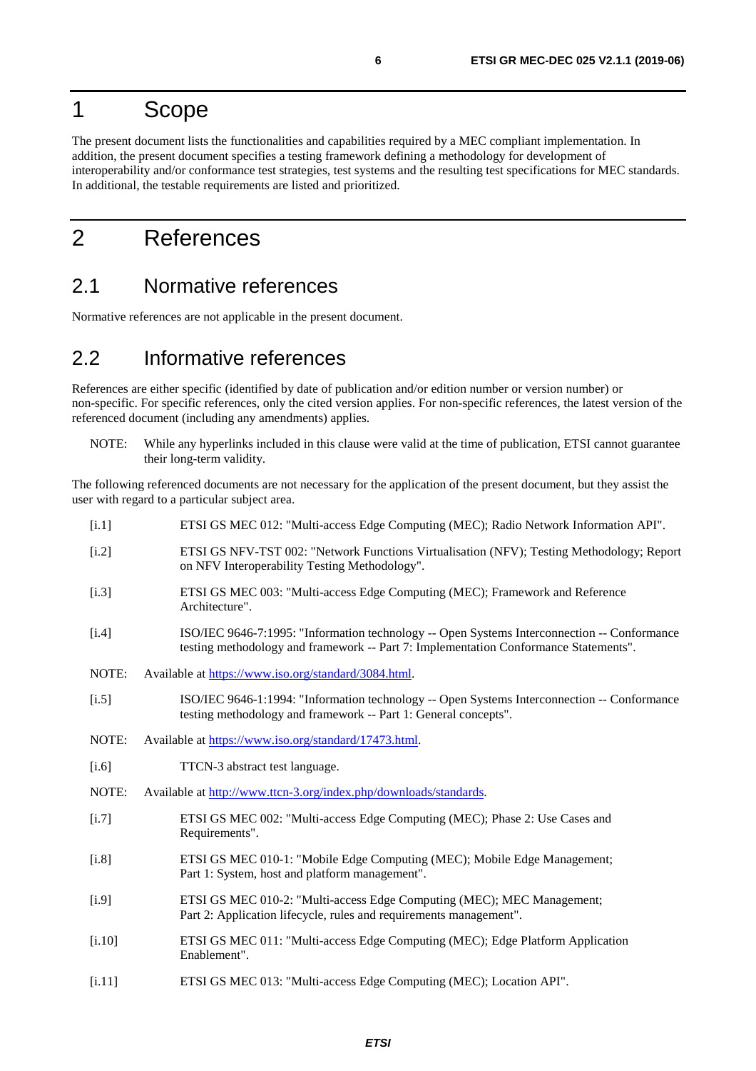# 1 Scope

The present document lists the functionalities and capabilities required by a MEC compliant implementation. In addition, the present document specifies a testing framework defining a methodology for development of interoperability and/or conformance test strategies, test systems and the resulting test specifications for MEC standards. In additional, the testable requirements are listed and prioritized.

# 2 References

## 2.1 Normative references

Normative references are not applicable in the present document.

## 2.2 Informative references

References are either specific (identified by date of publication and/or edition number or version number) or non-specific. For specific references, only the cited version applies. For non-specific references, the latest version of the referenced document (including any amendments) applies.

NOTE: While any hyperlinks included in this clause were valid at the time of publication, ETSI cannot guarantee their long-term validity.

The following referenced documents are not necessary for the application of the present document, but they assist the user with regard to a particular subject area.

[i.1] ETSI GS MEC 012: "Multi-access Edge Computing (MEC); Radio Network Information API".

[i.2] ETSI GS NFV-TST 002: "Network Functions Virtualisation (NFV); Testing Methodology; Report on NFV Interoperability Testing Methodology".

[i.3] ETSI GS MEC 003: "Multi-access Edge Computing (MEC); Framework and Reference Architecture".

[i.4] ISO/IEC 9646-7:1995: "Information technology -- Open Systems Interconnection -- Conformance testing methodology and framework -- Part 7: Implementation Conformance Statements".

NOTE: Available at https://www.iso.org/standard/3084.html.

[i.5] ISO/IEC 9646-1:1994: "Information technology -- Open Systems Interconnection -- Conformance testing methodology and framework -- Part 1: General concepts".

NOTE: Available at https://www.iso.org/standard/17473.html.

[i.6] TTCN-3 abstract test language.

NOTE: Available at http://www.ttcn-3.org/index.php/downloads/standards.

[i.7] ETSI GS MEC 002: "Multi-access Edge Computing (MEC); Phase 2: Use Cases and Requirements".

[i.8] ETSI GS MEC 010-1: "Mobile Edge Computing (MEC); Mobile Edge Management; Part 1: System, host and platform management".

[i.9] ETSI GS MEC 010-2: "Multi-access Edge Computing (MEC); MEC Management; Part 2: Application lifecycle, rules and requirements management".

[i.10] ETSI GS MEC 011: "Multi-access Edge Computing (MEC); Edge Platform Application Enablement".

[i.11] ETSI GS MEC 013: "Multi-access Edge Computing (MEC); Location API".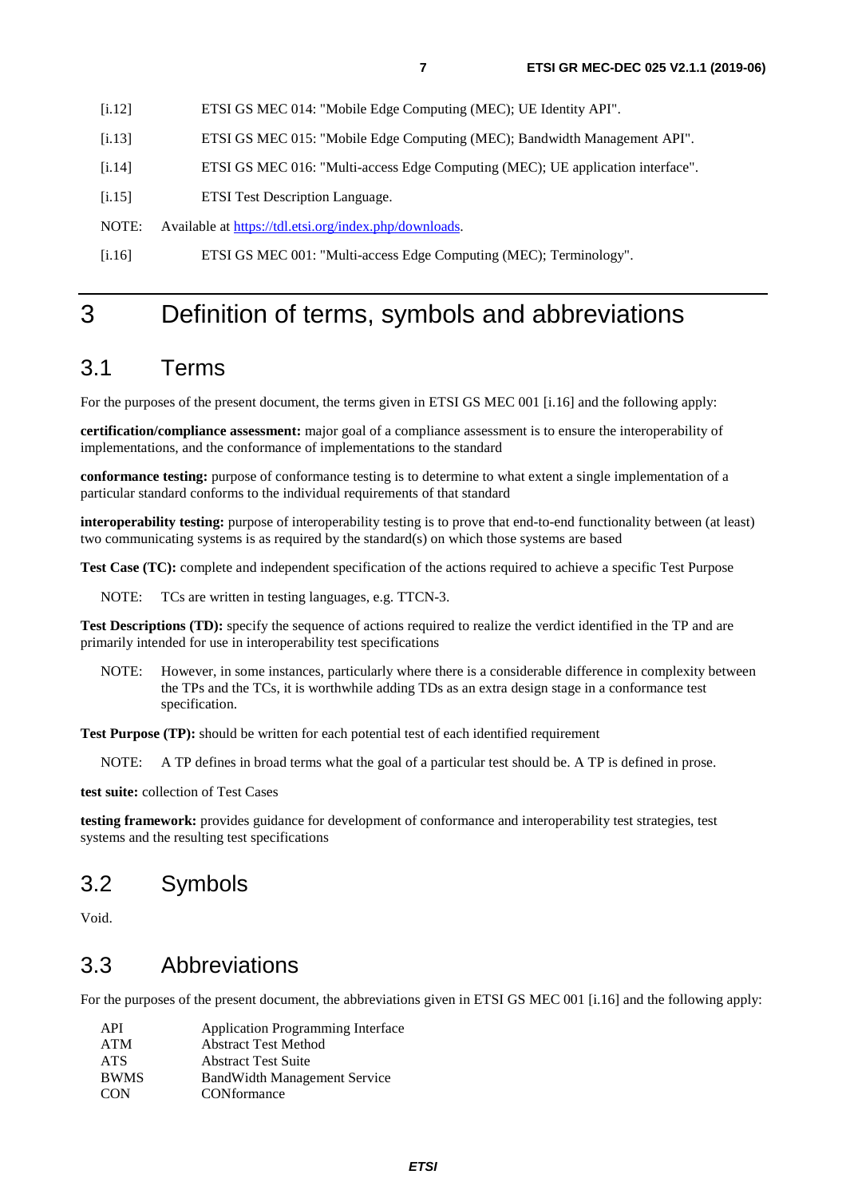[i.12] ETSI GS MEC 014: "Mobile Edge Computing (MEC); UE Identity API".

[i.13] ETSI GS MEC 015: "Mobile Edge Computing (MEC); Bandwidth Management API".

[i.14] ETSI GS MEC 016: "Multi-access Edge Computing (MEC); UE application interface".

[i.15] ETSI Test Description Language.

NOTE: Available at https://tdl.etsi.org/index.php/downloads.

[i.16] ETSI GS MEC 001: "Multi-access Edge Computing (MEC); Terminology".

# 3 Definition of terms, symbols and abbreviations

## 3.1 Terms

For the purposes of the present document, the terms given in ETSI GS MEC 001 [i.16] and the following apply:

**certification/compliance assessment:** major goal of a compliance assessment is to ensure the interoperability of implementations, and the conformance of implementations to the standard

**conformance testing:** purpose of conformance testing is to determine to what extent a single implementation of a particular standard conforms to the individual requirements of that standard

**interoperability testing:** purpose of interoperability testing is to prove that end-to-end functionality between (at least) two communicating systems is as required by the standard(s) on which those systems are based

**Test Case (TC):** complete and independent specification of the actions required to achieve a specific Test Purpose

NOTE: TCs are written in testing languages, e.g. TTCN-3.

**Test Descriptions (TD):** specify the sequence of actions required to realize the verdict identified in the TP and are primarily intended for use in interoperability test specifications

NOTE: However, in some instances, particularly where there is a considerable difference in complexity between the TPs and the TCs, it is worthwhile adding TDs as an extra design stage in a conformance test specification.

**Test Purpose (TP):** should be written for each potential test of each identified requirement

NOTE: A TP defines in broad terms what the goal of a particular test should be. A TP is defined in prose.

**test suite:** collection of Test Cases

**testing framework:** provides guidance for development of conformance and interoperability test strategies, test systems and the resulting test specifications

## 3.2 Symbols

Void.

## 3.3 Abbreviations

For the purposes of the present document, the abbreviations given in ETSI GS MEC 001 [i.16] and the following apply:

API Application Programming Interface
ATM Abstract Test Method
ATS Abstract Test Suite
BWMS BandWidth Management Service
CON CONformance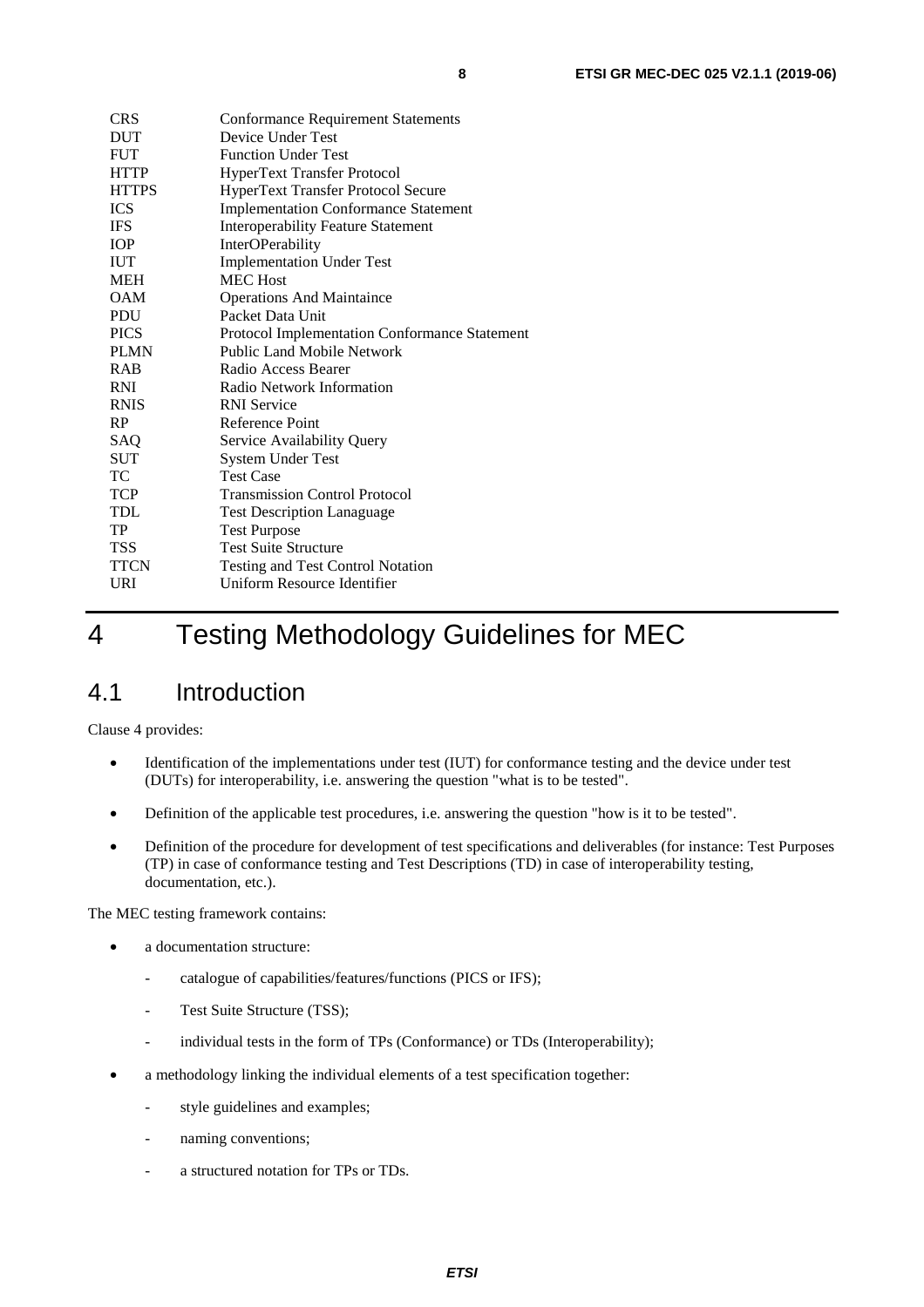| | |
|---|---|
| CRS | Conformance Requirement Statements |
| DUT | Device Under Test |
| FUT | Function Under Test |
| HTTP | HyperText Transfer Protocol |
| HTTPS | HyperText Transfer Protocol Secure |
| ICS | Implementation Conformance Statement |
| IFS | Interoperability Feature Statement |
| IOP | InterOPerability |
| IUT | Implementation Under Test |
| MEH | MEC Host |
| OAM | Operations And Maintaince |
| PDU | Packet Data Unit |
| PICS | Protocol Implementation Conformance Statement |
| PLMN | Public Land Mobile Network |
| RAB | Radio Access Bearer |
| RNI | Radio Network Information |
| RNIS | RNI Service |
| RP | Reference Point |
| SAQ | Service Availability Query |
| SUT | System Under Test |
| TC | Test Case |
| TCP | Transmission Control Protocol |
| TDL | Test Description Lanaguage |
| TP | Test Purpose |
| TSS | Test Suite Structure |
| TTCN | Testing and Test Control Notation |
| URI | Uniform Resource Identifier |

# 4 Testing Methodology Guidelines for MEC

## 4.1 Introduction

Clause 4 provides:

- Identification of the implementations under test (IUT) for conformance testing and the device under test (DUTs) for interoperability, i.e. answering the question "what is to be tested".
- Definition of the applicable test procedures, i.e. answering the question "how is it to be tested".
- Definition of the procedure for development of test specifications and deliverables (for instance: Test Purposes (TP) in case of conformance testing and Test Descriptions (TD) in case of interoperability testing, documentation, etc.).

The MEC testing framework contains:

- a documentation structure:
  - catalogue of capabilities/features/functions (PICS or IFS);
  - Test Suite Structure (TSS);
  - individual tests in the form of TPs (Conformance) or TDs (Interoperability);
- a methodology linking the individual elements of a test specification together:
  - style guidelines and examples;
  - naming conventions;
  - a structured notation for TPs or TDs.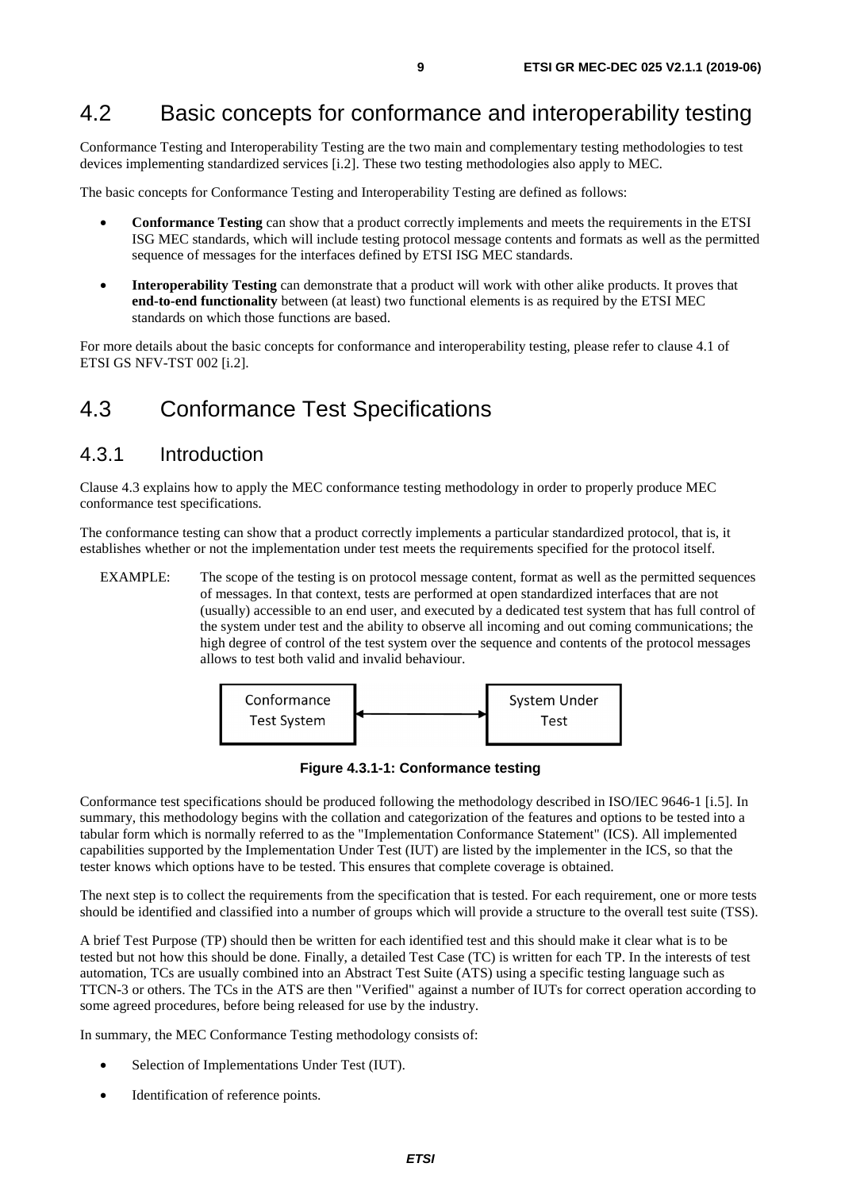## 4.2 Basic concepts for conformance and interoperability testing

Conformance Testing and Interoperability Testing are the two main and complementary testing methodologies to test devices implementing standardized services [i.2]. These two testing methodologies also apply to MEC.

The basic concepts for Conformance Testing and Interoperability Testing are defined as follows:

- **Conformance Testing** can show that a product correctly implements and meets the requirements in the ETSI ISG MEC standards, which will include testing protocol message contents and formats as well as the permitted sequence of messages for the interfaces defined by ETSI ISG MEC standards.
- **Interoperability Testing** can demonstrate that a product will work with other alike products. It proves that **end-to-end functionality** between (at least) two functional elements is as required by the ETSI MEC standards on which those functions are based.

For more details about the basic concepts for conformance and interoperability testing, please refer to clause 4.1 of ETSI GS NFV-TST 002 [i.2].

## 4.3 Conformance Test Specifications

### 4.3.1 Introduction

Clause 4.3 explains how to apply the MEC conformance testing methodology in order to properly produce MEC conformance test specifications.

The conformance testing can show that a product correctly implements a particular standardized protocol, that is, it establishes whether or not the implementation under test meets the requirements specified for the protocol itself.

EXAMPLE: The scope of the testing is on protocol message content, format as well as the permitted sequences of messages. In that context, tests are performed at open standardized interfaces that are not (usually) accessible to an end user, and executed by a dedicated test system that has full control of the system under test and the ability to observe all incoming and out coming communications; the high degree of control of the test system over the sequence and contents of the protocol messages allows to test both valid and invalid behaviour.

Conformance Test System ⟷ System Under Test

**Figure 4.3.1-1: Conformance testing**

Conformance test specifications should be produced following the methodology described in ISO/IEC 9646-1 [i.5]. In summary, this methodology begins with the collation and categorization of the features and options to be tested into a tabular form which is normally referred to as the "Implementation Conformance Statement" (ICS). All implemented capabilities supported by the Implementation Under Test (IUT) are listed by the implementer in the ICS, so that the tester knows which options have to be tested. This ensures that complete coverage is obtained.

The next step is to collect the requirements from the specification that is tested. For each requirement, one or more tests should be identified and classified into a number of groups which will provide a structure to the overall test suite (TSS).

A brief Test Purpose (TP) should then be written for each identified test and this should make it clear what is to be tested but not how this should be done. Finally, a detailed Test Case (TC) is written for each TP. In the interests of test automation, TCs are usually combined into an Abstract Test Suite (ATS) using a specific testing language such as TTCN-3 or others. The TCs in the ATS are then "Verified" against a number of IUTs for correct operation according to some agreed procedures, before being released for use by the industry.

In summary, the MEC Conformance Testing methodology consists of:

- Selection of Implementations Under Test (IUT).
- Identification of reference points.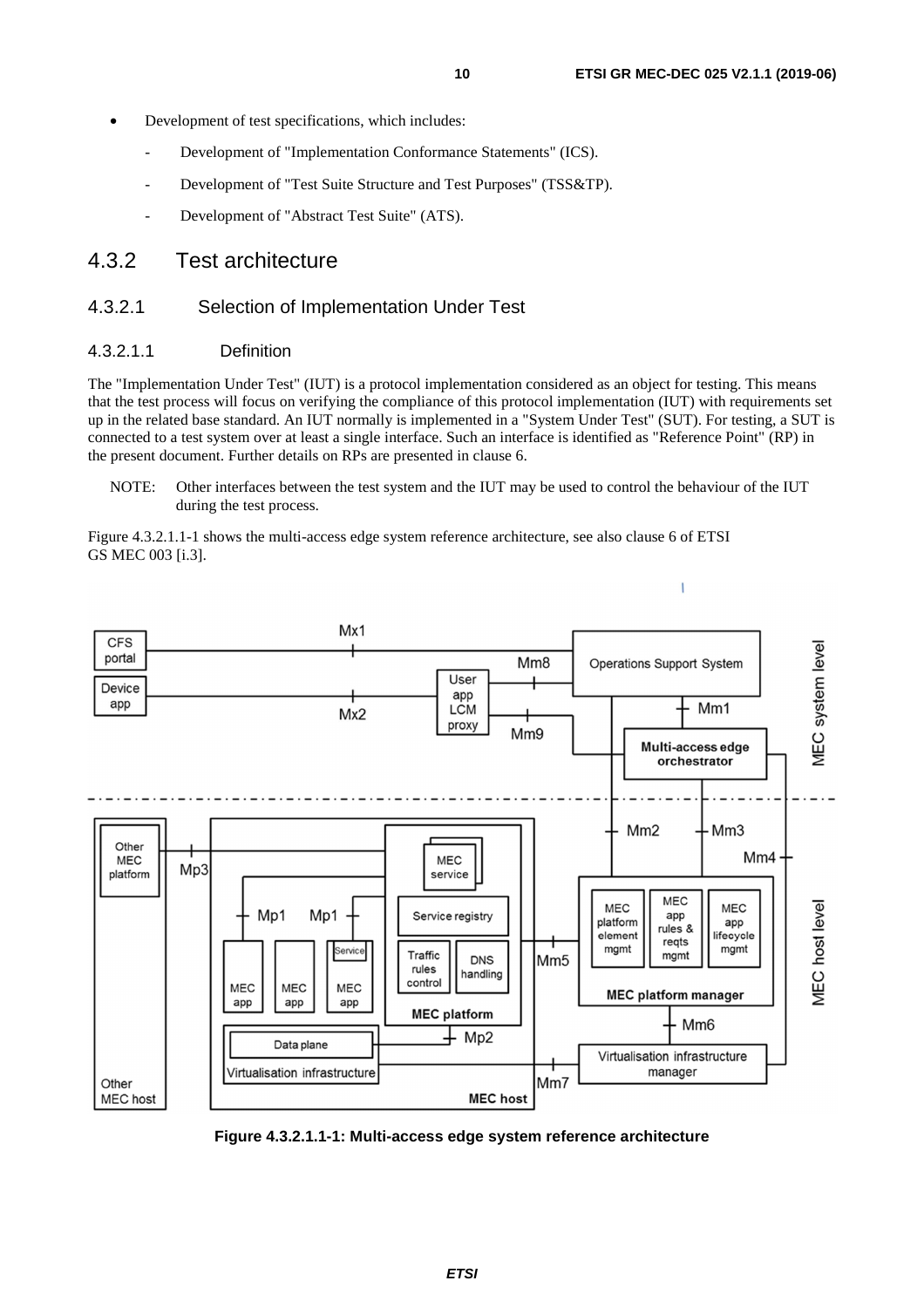- Development of test specifications, which includes:
    - Development of "Implementation Conformance Statements" (ICS).
    - Development of "Test Suite Structure and Test Purposes" (TSS&TP).
    - Development of "Abstract Test Suite" (ATS).

## 4.3.2 Test architecture

### 4.3.2.1 Selection of Implementation Under Test

#### 4.3.2.1.1 Definition

The "Implementation Under Test" (IUT) is a protocol implementation considered as an object for testing. This means that the test process will focus on verifying the compliance of this protocol implementation (IUT) with requirements set up in the related base standard. An IUT normally is implemented in a "System Under Test" (SUT). For testing, a SUT is connected to a test system over at least a single interface. Such an interface is identified as "Reference Point" (RP) in the present document. Further details on RPs are presented in clause 6.

NOTE: Other interfaces between the test system and the IUT may be used to control the behaviour of the IUT during the test process.

Figure 4.3.2.1.1-1 shows the multi-access edge system reference architecture, see also clause 6 of ETSI GS MEC 003 [i.3].

**Figure 4.3.2.1.1-1: Multi-access edge system reference architecture**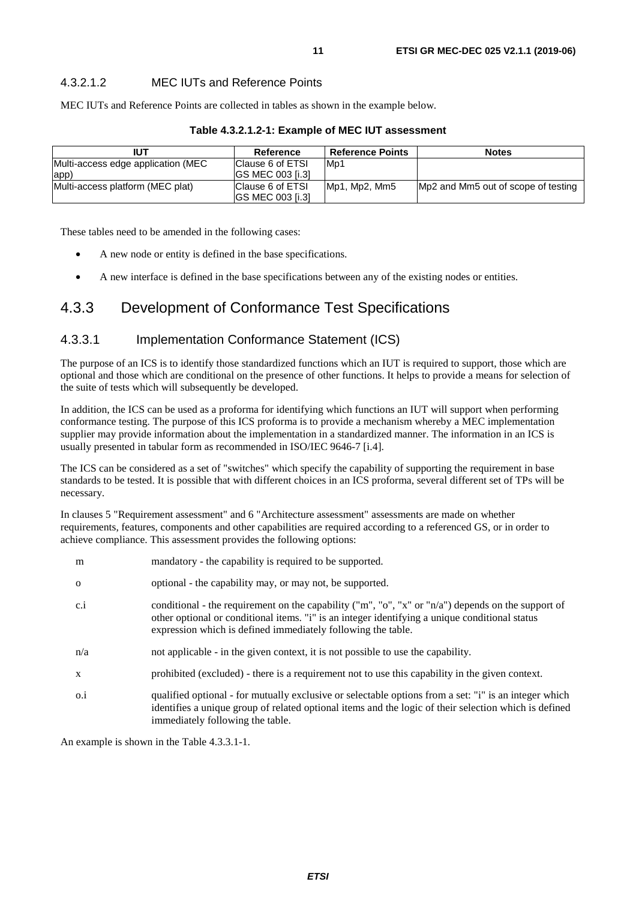#### 4.3.2.1.2 MEC IUTs and Reference Points

MEC IUTs and Reference Points are collected in tables as shown in the example below.

**Table 4.3.2.1.2-1: Example of MEC IUT assessment**

| IUT | Reference | Reference Points | Notes |
|---|---|---|---|
| Multi-access edge application (MEC app) | Clause 6 of ETSI GS MEC 003 [i.3] | Mp1 | |
| Multi-access platform (MEC plat) | Clause 6 of ETSI GS MEC 003 [i.3] | Mp1, Mp2, Mm5 | Mp2 and Mm5 out of scope of testing |

These tables need to be amended in the following cases:

- A new node or entity is defined in the base specifications.
- A new interface is defined in the base specifications between any of the existing nodes or entities.

## 4.3.3 Development of Conformance Test Specifications

### 4.3.3.1 Implementation Conformance Statement (ICS)

The purpose of an ICS is to identify those standardized functions which an IUT is required to support, those which are optional and those which are conditional on the presence of other functions. It helps to provide a means for selection of the suite of tests which will subsequently be developed.

In addition, the ICS can be used as a proforma for identifying which functions an IUT will support when performing conformance testing. The purpose of this ICS proforma is to provide a mechanism whereby a MEC implementation supplier may provide information about the implementation in a standardized manner. The information in an ICS is usually presented in tabular form as recommended in ISO/IEC 9646-7 [i.4].

The ICS can be considered as a set of "switches" which specify the capability of supporting the requirement in base standards to be tested. It is possible that with different choices in an ICS proforma, several different set of TPs will be necessary.

In clauses 5 "Requirement assessment" and 6 "Architecture assessment" assessments are made on whether requirements, features, components and other capabilities are required according to a referenced GS, or in order to achieve compliance. This assessment provides the following options:

- m — mandatory - the capability is required to be supported.
- o — optional - the capability may, or may not, be supported.
- c.i — conditional - the requirement on the capability ("m", "o", "x" or "n/a") depends on the support of other optional or conditional items. "i" is an integer identifying a unique conditional status expression which is defined immediately following the table.
- n/a — not applicable - in the given context, it is not possible to use the capability.
- x — prohibited (excluded) - there is a requirement not to use this capability in the given context.
- o.i — qualified optional - for mutually exclusive or selectable options from a set: "i" is an integer which identifies a unique group of related optional items and the logic of their selection which is defined immediately following the table.

An example is shown in the Table 4.3.3.1-1.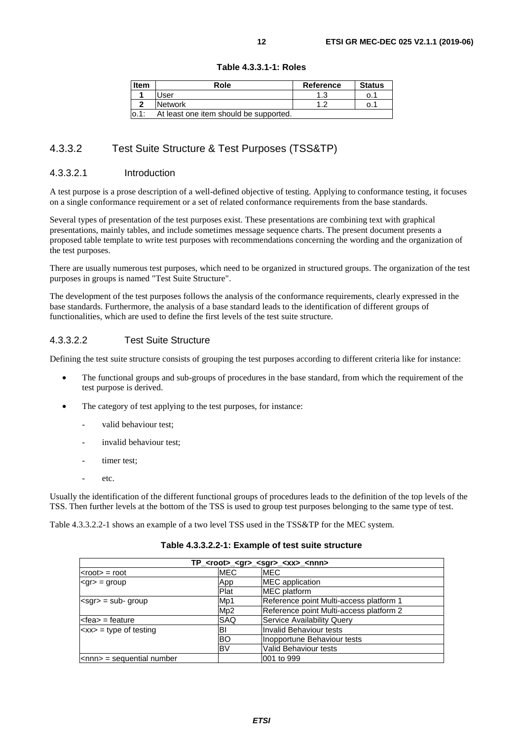**Table 4.3.3.1-1: Roles**

| Item | Role | Reference | Status |
|---|---|---|---|
| **1** | User | 1.3 | o.1 |
| **2** | Network | 1.2 | o.1 |
| o.1: | At least one item should be supported. | | |

### 4.3.3.2 Test Suite Structure & Test Purposes (TSS&TP)

#### 4.3.3.2.1 Introduction

A test purpose is a prose description of a well-defined objective of testing. Applying to conformance testing, it focuses on a single conformance requirement or a set of related conformance requirements from the base standards.

Several types of presentation of the test purposes exist. These presentations are combining text with graphical presentations, mainly tables, and include sometimes message sequence charts. The present document presents a proposed table template to write test purposes with recommendations concerning the wording and the organization of the test purposes.

There are usually numerous test purposes, which need to be organized in structured groups. The organization of the test purposes in groups is named "Test Suite Structure".

The development of the test purposes follows the analysis of the conformance requirements, clearly expressed in the base standards. Furthermore, the analysis of a base standard leads to the identification of different groups of functionalities, which are used to define the first levels of the test suite structure.

#### 4.3.3.2.2 Test Suite Structure

Defining the test suite structure consists of grouping the test purposes according to different criteria like for instance:

- The functional groups and sub-groups of procedures in the base standard, from which the requirement of the test purpose is derived.
- The category of test applying to the test purposes, for instance:
  - valid behaviour test;
  - invalid behaviour test;
  - timer test;
  - etc.

Usually the identification of the different functional groups of procedures leads to the definition of the top levels of the TSS. Then further levels at the bottom of the TSS is used to group test purposes belonging to the same type of test.

Table 4.3.3.2.2-1 shows an example of a two level TSS used in the TSS&TP for the MEC system.

**Table 4.3.3.2.2-1: Example of test suite structure**

| TP_<root>_<gr>_<sgr>_<xx>_<nnn> | | |
|---|---|---|
| <root> = root | MEC | MEC |
| <gr> = group | App | MEC application |
| | Plat | MEC platform |
| <sgr> = sub- group | Mp1 | Reference point Multi-access platform 1 |
| | Mp2 | Reference point Multi-access platform 2 |
| <fea> = feature | SAQ | Service Availability Query |
| <xx> = type of testing | BI | Invalid Behaviour tests |
| | BO | Inopportune Behaviour tests |
| | BV | Valid Behaviour tests |
| <nnn> = sequential number | | 001 to 999 |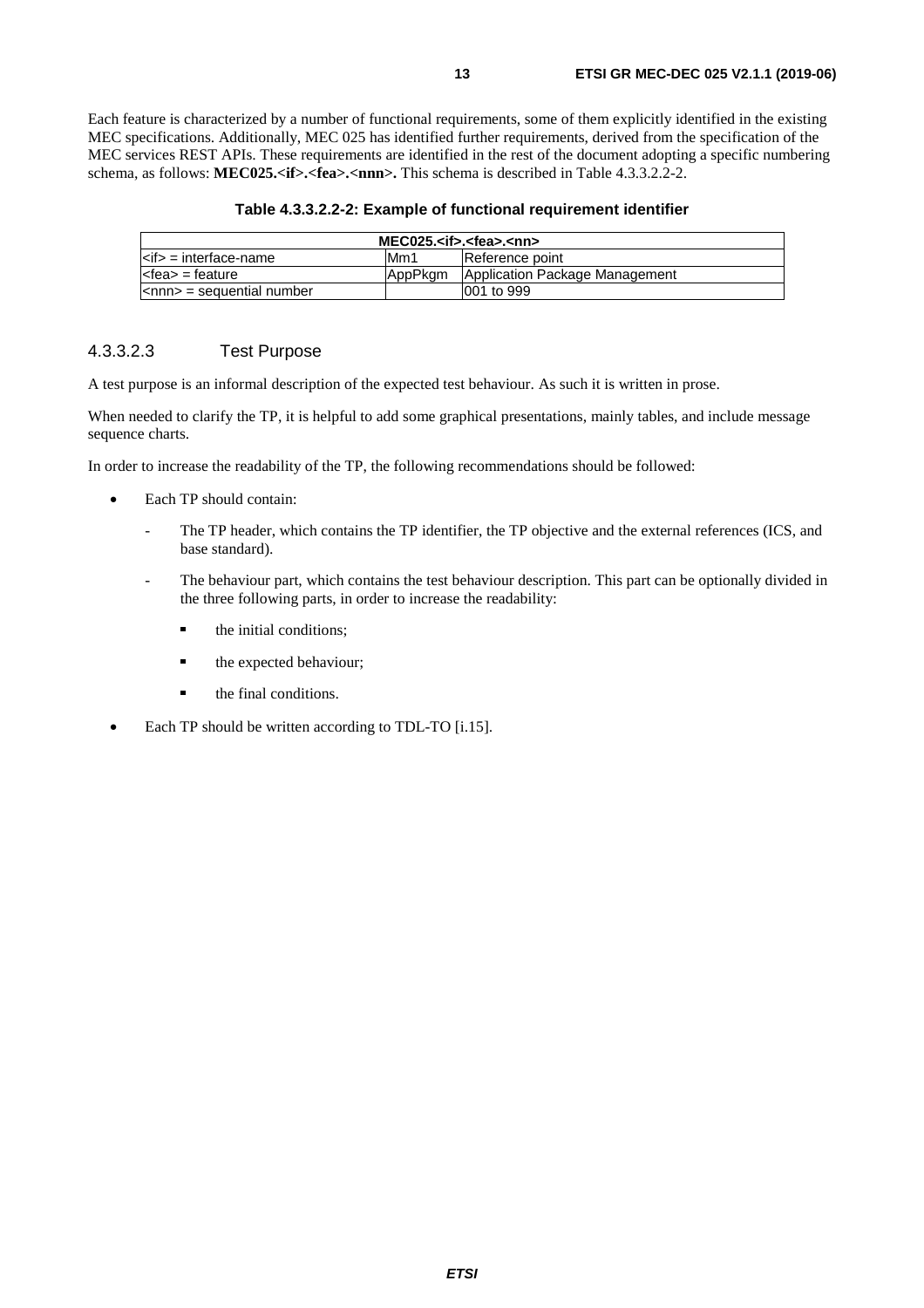Each feature is characterized by a number of functional requirements, some of them explicitly identified in the existing MEC specifications. Additionally, MEC 025 has identified further requirements, derived from the specification of the MEC services REST APIs. These requirements are identified in the rest of the document adopting a specific numbering schema, as follows: **MEC025.<if>.<fea>.<nnn>.** This schema is described in Table 4.3.3.2.2-2.

**Table 4.3.3.2.2-2: Example of functional requirement identifier**

| MEC025.<if>.<fea>.<nn> | | |
|---|---|---|
| <if> = interface-name | Mm1 | Reference point |
| <fea> = feature | AppPkgm | Application Package Management |
| <nnn> = sequential number | | 001 to 999 |

#### 4.3.3.2.3 Test Purpose

A test purpose is an informal description of the expected test behaviour. As such it is written in prose.

When needed to clarify the TP, it is helpful to add some graphical presentations, mainly tables, and include message sequence charts.

In order to increase the readability of the TP, the following recommendations should be followed:

- Each TP should contain:
  - The TP header, which contains the TP identifier, the TP objective and the external references (ICS, and base standard).
  - The behaviour part, which contains the test behaviour description. This part can be optionally divided in the three following parts, in order to increase the readability:
    - the initial conditions;
    - the expected behaviour;
    - the final conditions.
- Each TP should be written according to TDL-TO [i.15].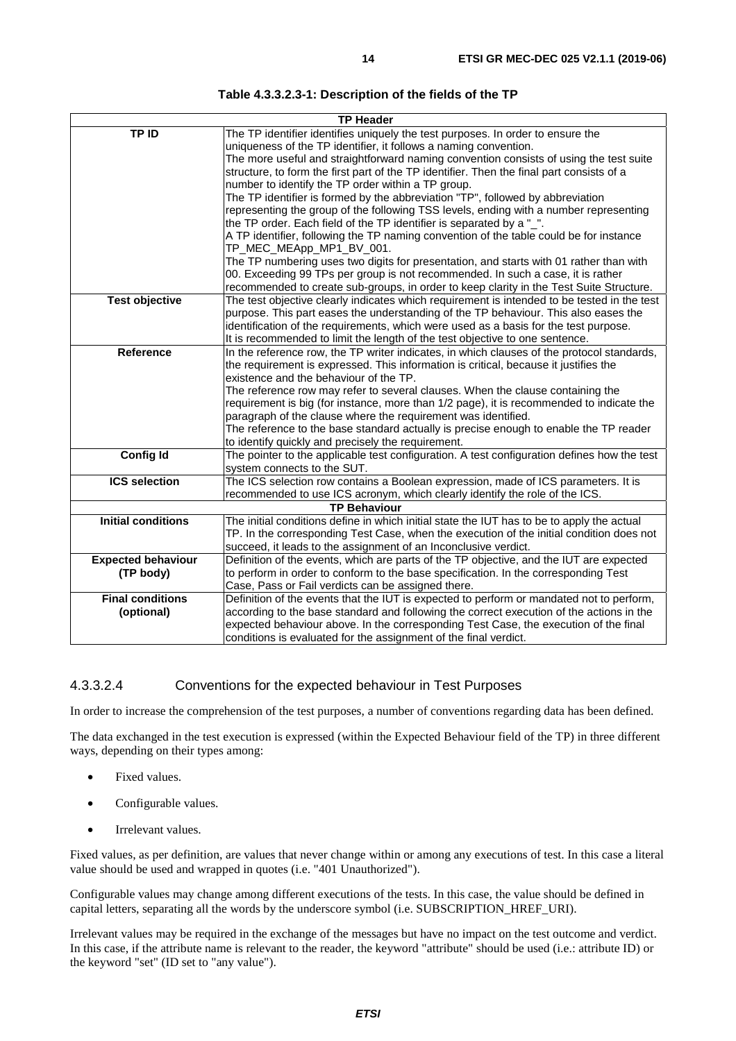**Table 4.3.3.2.3-1: Description of the fields of the TP**

| TP Header | |
|---|---|
| **TP ID** | The TP identifier identifies uniquely the test purposes. In order to ensure the uniqueness of the TP identifier, it follows a naming convention.<br>The more useful and straightforward naming convention consists of using the test suite structure, to form the first part of the TP identifier. Then the final part consists of a number to identify the TP order within a TP group.<br>The TP identifier is formed by the abbreviation "TP", followed by abbreviation representing the group of the following TSS levels, ending with a number representing the TP order. Each field of the TP identifier is separated by a "_".<br>A TP identifier, following the TP naming convention of the table could be for instance TP_MEC_MEApp_MP1_BV_001.<br>The TP numbering uses two digits for presentation, and starts with 01 rather than with 00. Exceeding 99 TPs per group is not recommended. In such a case, it is rather recommended to create sub-groups, in order to keep clarity in the Test Suite Structure. |
| **Test objective** | The test objective clearly indicates which requirement is intended to be tested in the test purpose. This part eases the understanding of the TP behaviour. This also eases the identification of the requirements, which were used as a basis for the test purpose.<br>It is recommended to limit the length of the test objective to one sentence. |
| **Reference** | In the reference row, the TP writer indicates, in which clauses of the protocol standards, the requirement is expressed. This information is critical, because it justifies the existence and the behaviour of the TP.<br>The reference row may refer to several clauses. When the clause containing the requirement is big (for instance, more than 1/2 page), it is recommended to indicate the paragraph of the clause where the requirement was identified.<br>The reference to the base standard actually is precise enough to enable the TP reader to identify quickly and precisely the requirement. |
| **Config Id** | The pointer to the applicable test configuration. A test configuration defines how the test system connects to the SUT. |
| **ICS selection** | The ICS selection row contains a Boolean expression, made of ICS parameters. It is recommended to use ICS acronym, which clearly identify the role of the ICS. |
| **TP Behaviour** | |
| **Initial conditions** | The initial conditions define in which initial state the IUT has to be to apply the actual TP. In the corresponding Test Case, when the execution of the initial condition does not succeed, it leads to the assignment of an Inconclusive verdict. |
| **Expected behaviour (TP body)** | Definition of the events, which are parts of the TP objective, and the IUT are expected to perform in order to conform to the base specification. In the corresponding Test Case, Pass or Fail verdicts can be assigned there. |
| **Final conditions (optional)** | Definition of the events that the IUT is expected to perform or mandated not to perform, according to the base standard and following the correct execution of the actions in the expected behaviour above. In the corresponding Test Case, the execution of the final conditions is evaluated for the assignment of the final verdict. |

#### 4.3.3.2.4 Conventions for the expected behaviour in Test Purposes

In order to increase the comprehension of the test purposes, a number of conventions regarding data has been defined.

The data exchanged in the test execution is expressed (within the Expected Behaviour field of the TP) in three different ways, depending on their types among:

- Fixed values.
- Configurable values.
- Irrelevant values.

Fixed values, as per definition, are values that never change within or among any executions of test. In this case a literal value should be used and wrapped in quotes (i.e. "401 Unauthorized").

Configurable values may change among different executions of the tests. In this case, the value should be defined in capital letters, separating all the words by the underscore symbol (i.e. SUBSCRIPTION_HREF_URI).

Irrelevant values may be required in the exchange of the messages but have no impact on the test outcome and verdict. In this case, if the attribute name is relevant to the reader, the keyword "attribute" should be used (i.e.: attribute ID) or the keyword "set" (ID set to "any value").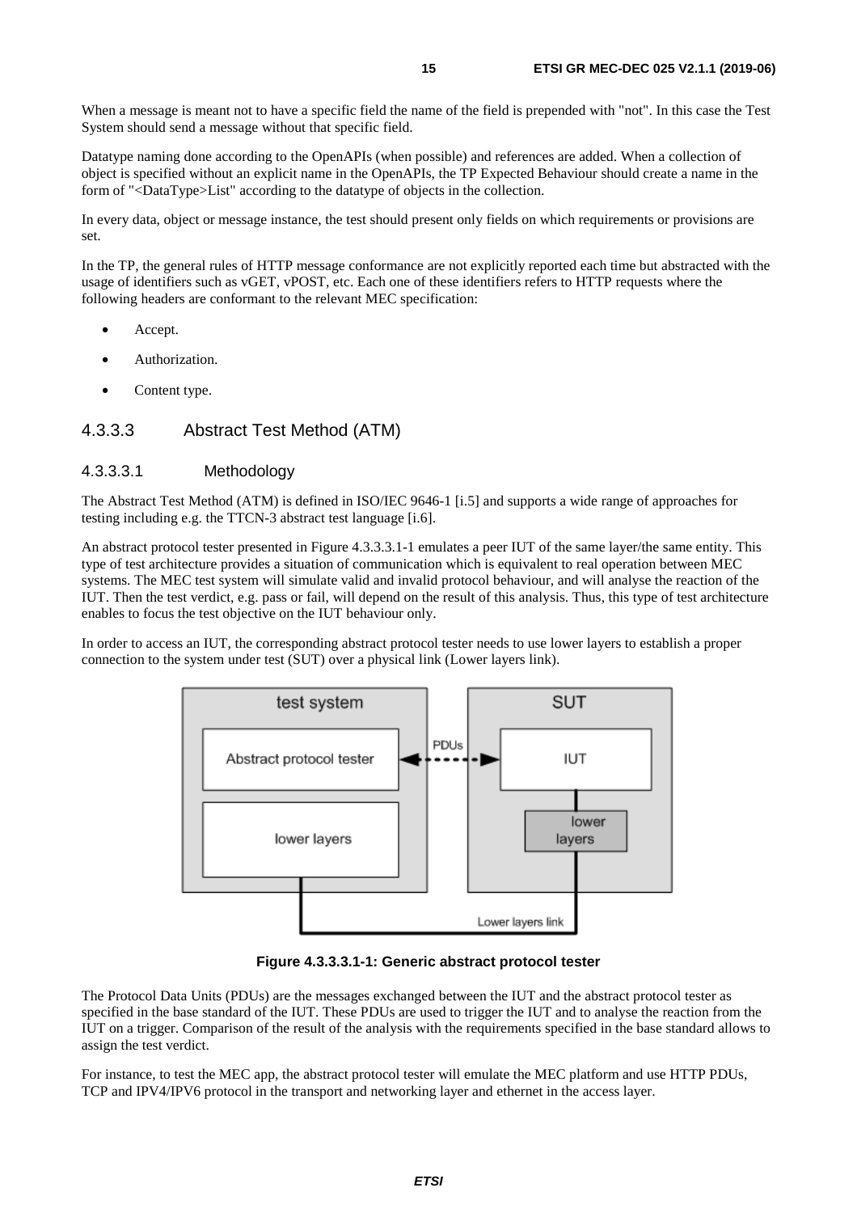When a message is meant not to have a specific field the name of the field is prepended with "not". In this case the Test System should send a message without that specific field.

Datatype naming done according to the OpenAPIs (when possible) and references are added. When a collection of object is specified without an explicit name in the OpenAPIs, the TP Expected Behaviour should create a name in the form of "<DataType>List" according to the datatype of objects in the collection.

In every data, object or message instance, the test should present only fields on which requirements or provisions are set.

In the TP, the general rules of HTTP message conformance are not explicitly reported each time but abstracted with the usage of identifiers such as vGET, vPOST, etc. Each one of these identifiers refers to HTTP requests where the following headers are conformant to the relevant MEC specification:

- Accept.
- Authorization.
- Content type.

#### 4.3.3.3 Abstract Test Method (ATM)

##### 4.3.3.3.1 Methodology

The Abstract Test Method (ATM) is defined in ISO/IEC 9646-1 [i.5] and supports a wide range of approaches for testing including e.g. the TTCN-3 abstract test language [i.6].

An abstract protocol tester presented in Figure 4.3.3.3.1-1 emulates a peer IUT of the same layer/the same entity. This type of test architecture provides a situation of communication which is equivalent to real operation between MEC systems. The MEC test system will simulate valid and invalid protocol behaviour, and will analyse the reaction of the IUT. Then the test verdict, e.g. pass or fail, will depend on the result of this analysis. Thus, this type of test architecture enables to focus the test objective on the IUT behaviour only.

In order to access an IUT, the corresponding abstract protocol tester needs to use lower layers to establish a proper connection to the system under test (SUT) over a physical link (Lower layers link).

**Figure 4.3.3.3.1-1: Generic abstract protocol tester**

The Protocol Data Units (PDUs) are the messages exchanged between the IUT and the abstract protocol tester as specified in the base standard of the IUT. These PDUs are used to trigger the IUT and to analyse the reaction from the IUT on a trigger. Comparison of the result of the analysis with the requirements specified in the base standard allows to assign the test verdict.

For instance, to test the MEC app, the abstract protocol tester will emulate the MEC platform and use HTTP PDUs, TCP and IPV4/IPV6 protocol in the transport and networking layer and ethernet in the access layer.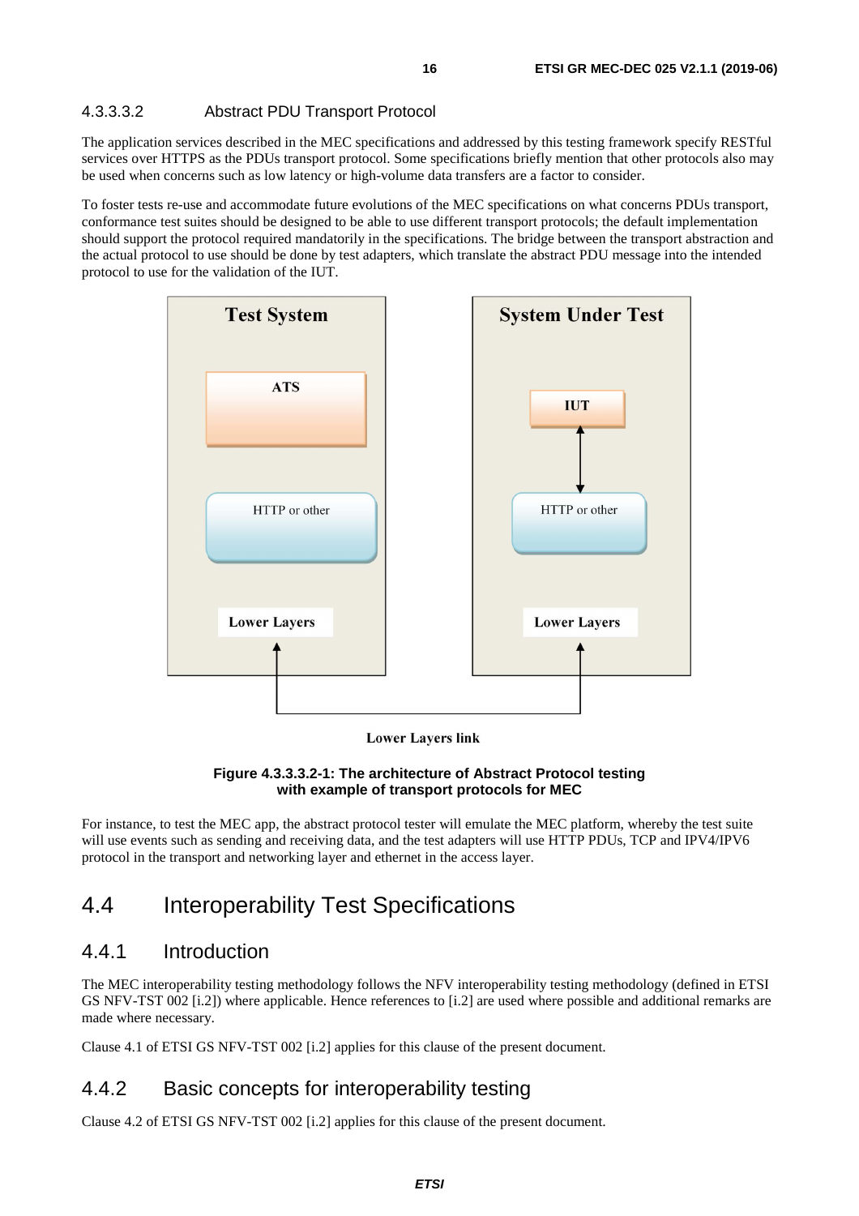#### 4.3.3.3.2 Abstract PDU Transport Protocol

The application services described in the MEC specifications and addressed by this testing framework specify RESTful services over HTTPS as the PDUs transport protocol. Some specifications briefly mention that other protocols also may be used when concerns such as low latency or high-volume data transfers are a factor to consider.

To foster tests re-use and accommodate future evolutions of the MEC specifications on what concerns PDUs transport, conformance test suites should be designed to be able to use different transport protocols; the default implementation should support the protocol required mandatorily in the specifications. The bridge between the transport abstraction and the actual protocol to use should be done by test adapters, which translate the abstract PDU message into the intended protocol to use for the validation of the IUT.

**Figure 4.3.3.3.2-1: The architecture of Abstract Protocol testing with example of transport protocols for MEC**

For instance, to test the MEC app, the abstract protocol tester will emulate the MEC platform, whereby the test suite will use events such as sending and receiving data, and the test adapters will use HTTP PDUs, TCP and IPV4/IPV6 protocol in the transport and networking layer and ethernet in the access layer.

## 4.4 Interoperability Test Specifications

### 4.4.1 Introduction

The MEC interoperability testing methodology follows the NFV interoperability testing methodology (defined in ETSI GS NFV-TST 002 [i.2]) where applicable. Hence references to [i.2] are used where possible and additional remarks are made where necessary.

Clause 4.1 of ETSI GS NFV-TST 002 [i.2] applies for this clause of the present document.

### 4.4.2 Basic concepts for interoperability testing

Clause 4.2 of ETSI GS NFV-TST 002 [i.2] applies for this clause of the present document.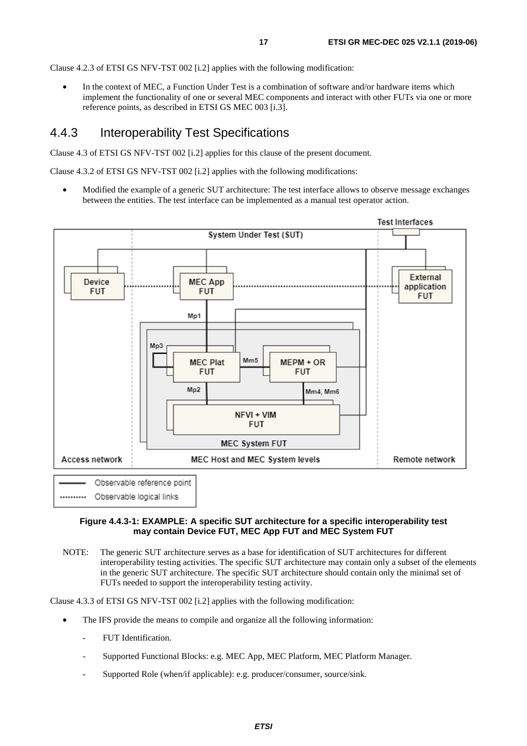Clause 4.2.3 of ETSI GS NFV-TST 002 [i.2] applies with the following modification:

- In the context of MEC, a Function Under Test is a combination of software and/or hardware items which implement the functionality of one or several MEC components and interact with other FUTs via one or more reference points, as described in ETSI GS MEC 003 [i.3].

## 4.4.3 Interoperability Test Specifications

Clause 4.3 of ETSI GS NFV-TST 002 [i.2] applies for this clause of the present document.

Clause 4.3.2 of ETSI GS NFV-TST 002 [i.2] applies with the following modifications:

- Modified the example of a generic SUT architecture: The test interface allows to observe message exchanges between the entities. The test interface can be implemented as a manual test operator action.

**Figure 4.4.3-1: EXAMPLE: A specific SUT architecture for a specific interoperability test may contain Device FUT, MEC App FUT and MEC System FUT**

NOTE: The generic SUT architecture serves as a base for identification of SUT architectures for different interoperability testing activities. The specific SUT architecture may contain only a subset of the elements in the generic SUT architecture. The specific SUT architecture should contain only the minimal set of FUTs needed to support the interoperability testing activity.

Clause 4.3.3 of ETSI GS NFV-TST 002 [i.2] applies with the following modification:

- The IFS provide the means to compile and organize all the following information:
  - FUT Identification.
  - Supported Functional Blocks: e.g. MEC App, MEC Platform, MEC Platform Manager.
  - Supported Role (when/if applicable): e.g. producer/consumer, source/sink.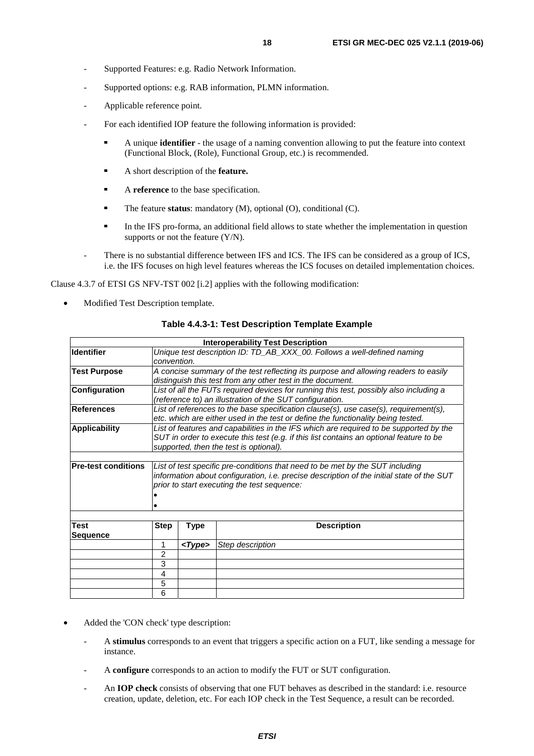- Supported Features: e.g. Radio Network Information.
- Supported options: e.g. RAB information, PLMN information.
- Applicable reference point.
- For each identified IOP feature the following information is provided:
    - A unique **identifier** - the usage of a naming convention allowing to put the feature into context (Functional Block, (Role), Functional Group, etc.) is recommended.
    - A short description of the **feature.**
    - A **reference** to the base specification.
    - The feature **status**: mandatory (M), optional (O), conditional (C).
    - In the IFS pro-forma, an additional field allows to state whether the implementation in question supports or not the feature (Y/N).
- There is no substantial difference between IFS and ICS. The IFS can be considered as a group of ICS, i.e. the IFS focuses on high level features whereas the ICS focuses on detailed implementation choices.

Clause 4.3.7 of ETSI GS NFV-TST 002 [i.2] applies with the following modification:

- Modified Test Description template.

**Table 4.4.3-1: Test Description Template Example**

| **Interoperability Test Description** | | | |
|---|---|---|---|
| **Identifier** | *Unique test description ID: TD_AB_XXX_00. Follows a well-defined naming convention.* | | |
| **Test Purpose** | *A concise summary of the test reflecting its purpose and allowing readers to easily distinguish this test from any other test in the document.* | | |
| **Configuration** | *List of all the FUTs required devices for running this test, possibly also including a (reference to) an illustration of the SUT configuration.* | | |
| **References** | *List of references to the base specification clause(s), use case(s), requirement(s), etc. which are either used in the test or define the functionality being tested.* | | |
| **Applicability** | *List of features and capabilities in the IFS which are required to be supported by the SUT in order to execute this test (e.g. if this list contains an optional feature to be supported, then the test is optional).* | | |
| | | | |
| **Pre-test conditions** | *List of test specific pre-conditions that need to be met by the SUT including information about configuration, i.e. precise description of the initial state of the SUT prior to start executing the test sequence:* <br>• <br>• | | |
| | | | |
| **Test Sequence** | **Step** | **Type** | **Description** |
| | 1 | ***<Type>*** | *Step description* |
| | 2 | | |
| | 3 | | |
| | 4 | | |
| | 5 | | |
| | 6 | | |

- Added the 'CON check' type description:
    - A **stimulus** corresponds to an event that triggers a specific action on a FUT, like sending a message for instance.
    - A **configure** corresponds to an action to modify the FUT or SUT configuration.
    - An **IOP check** consists of observing that one FUT behaves as described in the standard: i.e. resource creation, update, deletion, etc. For each IOP check in the Test Sequence, a result can be recorded.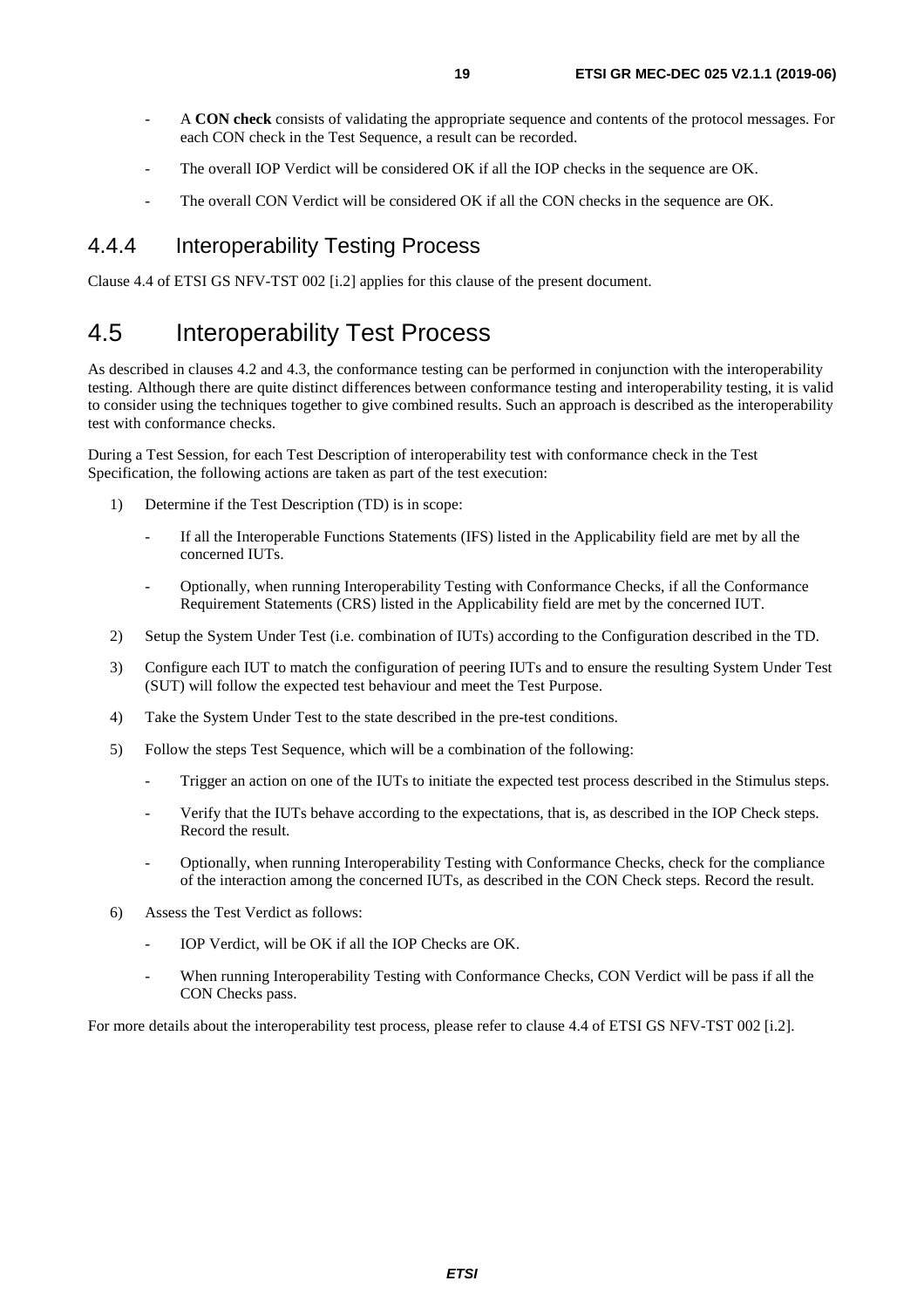- A **CON check** consists of validating the appropriate sequence and contents of the protocol messages. For each CON check in the Test Sequence, a result can be recorded.
- The overall IOP Verdict will be considered OK if all the IOP checks in the sequence are OK.
- The overall CON Verdict will be considered OK if all the CON checks in the sequence are OK.

### 4.4.4 Interoperability Testing Process

Clause 4.4 of ETSI GS NFV-TST 002 [i.2] applies for this clause of the present document.

## 4.5 Interoperability Test Process

As described in clauses 4.2 and 4.3, the conformance testing can be performed in conjunction with the interoperability testing. Although there are quite distinct differences between conformance testing and interoperability testing, it is valid to consider using the techniques together to give combined results. Such an approach is described as the interoperability test with conformance checks.

During a Test Session, for each Test Description of interoperability test with conformance check in the Test Specification, the following actions are taken as part of the test execution:

1) Determine if the Test Description (TD) is in scope:
   - If all the Interoperable Functions Statements (IFS) listed in the Applicability field are met by all the concerned IUTs.
   - Optionally, when running Interoperability Testing with Conformance Checks, if all the Conformance Requirement Statements (CRS) listed in the Applicability field are met by the concerned IUT.
2) Setup the System Under Test (i.e. combination of IUTs) according to the Configuration described in the TD.
3) Configure each IUT to match the configuration of peering IUTs and to ensure the resulting System Under Test (SUT) will follow the expected test behaviour and meet the Test Purpose.
4) Take the System Under Test to the state described in the pre-test conditions.
5) Follow the steps Test Sequence, which will be a combination of the following:
   - Trigger an action on one of the IUTs to initiate the expected test process described in the Stimulus steps.
   - Verify that the IUTs behave according to the expectations, that is, as described in the IOP Check steps. Record the result.
   - Optionally, when running Interoperability Testing with Conformance Checks, check for the compliance of the interaction among the concerned IUTs, as described in the CON Check steps. Record the result.
6) Assess the Test Verdict as follows:
   - IOP Verdict, will be OK if all the IOP Checks are OK.
   - When running Interoperability Testing with Conformance Checks, CON Verdict will be pass if all the CON Checks pass.

For more details about the interoperability test process, please refer to clause 4.4 of ETSI GS NFV-TST 002 [i.2].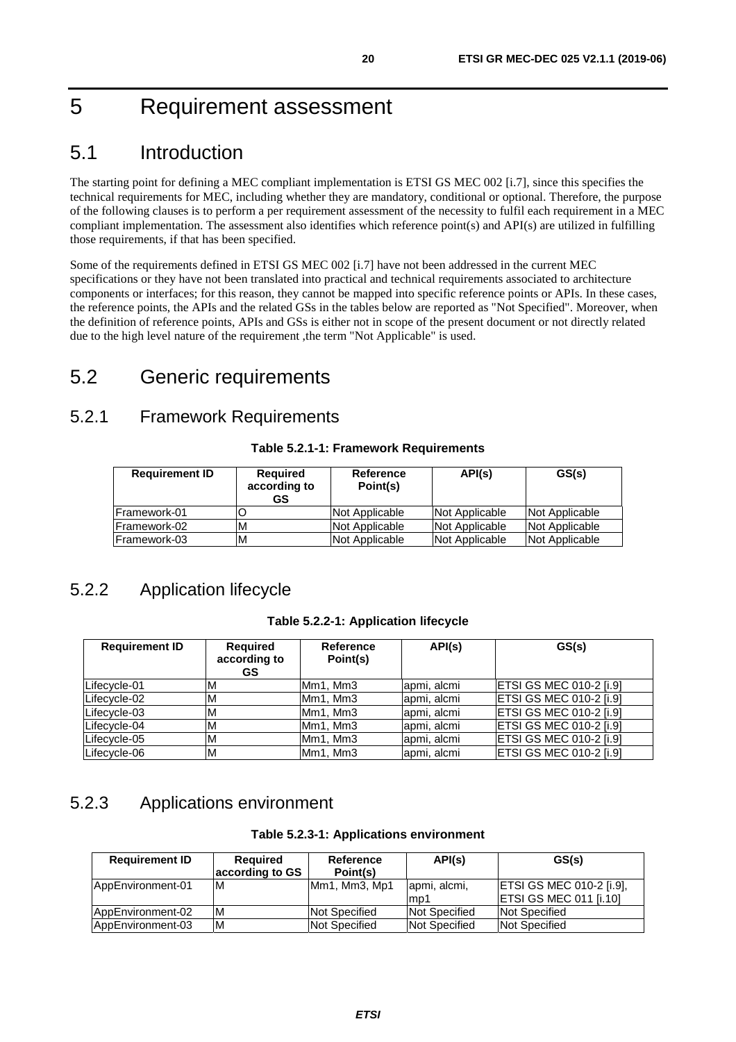# 5 Requirement assessment

## 5.1 Introduction

The starting point for defining a MEC compliant implementation is ETSI GS MEC 002 [i.7], since this specifies the technical requirements for MEC, including whether they are mandatory, conditional or optional. Therefore, the purpose of the following clauses is to perform a per requirement assessment of the necessity to fulfil each requirement in a MEC compliant implementation. The assessment also identifies which reference point(s) and API(s) are utilized in fulfilling those requirements, if that has been specified.

Some of the requirements defined in ETSI GS MEC 002 [i.7] have not been addressed in the current MEC specifications or they have not been translated into practical and technical requirements associated to architecture components or interfaces; for this reason, they cannot be mapped into specific reference points or APIs. In these cases, the reference points, the APIs and the related GSs in the tables below are reported as "Not Specified". Moreover, when the definition of reference points, APIs and GSs is either not in scope of the present document or not directly related due to the high level nature of the requirement ,the term "Not Applicable" is used.

## 5.2 Generic requirements

### 5.2.1 Framework Requirements

**Table 5.2.1-1: Framework Requirements**

| Requirement ID | Required according to GS | Reference Point(s) | API(s) | GS(s) |
|---|---|---|---|---|
| Framework-01 | O | Not Applicable | Not Applicable | Not Applicable |
| Framework-02 | M | Not Applicable | Not Applicable | Not Applicable |
| Framework-03 | M | Not Applicable | Not Applicable | Not Applicable |

### 5.2.2 Application lifecycle

**Table 5.2.2-1: Application lifecycle**

| Requirement ID | Required according to GS | Reference Point(s) | API(s) | GS(s) |
|---|---|---|---|---|
| Lifecycle-01 | M | Mm1, Mm3 | apmi, alcmi | ETSI GS MEC 010-2 [i.9] |
| Lifecycle-02 | M | Mm1, Mm3 | apmi, alcmi | ETSI GS MEC 010-2 [i.9] |
| Lifecycle-03 | M | Mm1, Mm3 | apmi, alcmi | ETSI GS MEC 010-2 [i.9] |
| Lifecycle-04 | M | Mm1, Mm3 | apmi, alcmi | ETSI GS MEC 010-2 [i.9] |
| Lifecycle-05 | M | Mm1, Mm3 | apmi, alcmi | ETSI GS MEC 010-2 [i.9] |
| Lifecycle-06 | M | Mm1, Mm3 | apmi, alcmi | ETSI GS MEC 010-2 [i.9] |

### 5.2.3 Applications environment

**Table 5.2.3-1: Applications environment**

| Requirement ID | Required according to GS | Reference Point(s) | API(s) | GS(s) |
|---|---|---|---|---|
| AppEnvironment-01 | M | Mm1, Mm3, Mp1 | apmi, alcmi, mp1 | ETSI GS MEC 010-2 [i.9], ETSI GS MEC 011 [i.10] |
| AppEnvironment-02 | M | Not Specified | Not Specified | Not Specified |
| AppEnvironment-03 | M | Not Specified | Not Specified | Not Specified |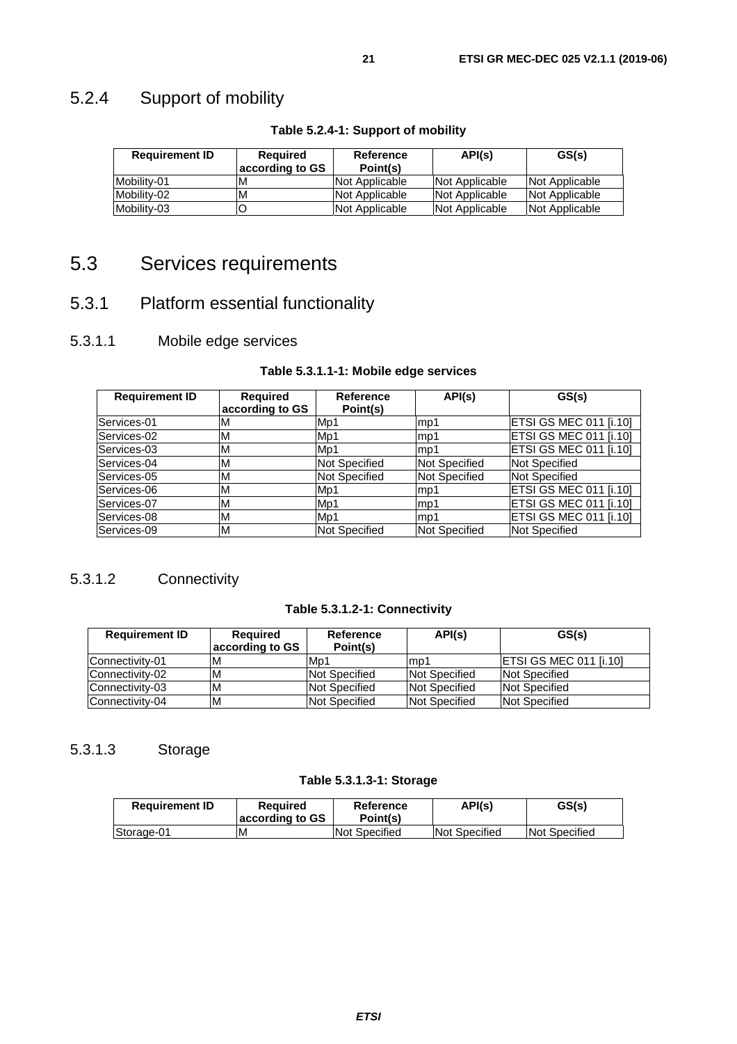### 5.2.4 Support of mobility

**Table 5.2.4-1: Support of mobility**

| Requirement ID | Required according to GS | Reference Point(s) | API(s) | GS(s) |
|---|---|---|---|---|
| Mobility-01 | M | Not Applicable | Not Applicable | Not Applicable |
| Mobility-02 | M | Not Applicable | Not Applicable | Not Applicable |
| Mobility-03 | O | Not Applicable | Not Applicable | Not Applicable |

## 5.3 Services requirements

### 5.3.1 Platform essential functionality

#### 5.3.1.1 Mobile edge services

**Table 5.3.1.1-1: Mobile edge services**

| Requirement ID | Required according to GS | Reference Point(s) | API(s) | GS(s) |
|---|---|---|---|---|
| Services-01 | M | Mp1 | mp1 | ETSI GS MEC 011 [i.10] |
| Services-02 | M | Mp1 | mp1 | ETSI GS MEC 011 [i.10] |
| Services-03 | M | Mp1 | mp1 | ETSI GS MEC 011 [i.10] |
| Services-04 | M | Not Specified | Not Specified | Not Specified |
| Services-05 | M | Not Specified | Not Specified | Not Specified |
| Services-06 | M | Mp1 | mp1 | ETSI GS MEC 011 [i.10] |
| Services-07 | M | Mp1 | mp1 | ETSI GS MEC 011 [i.10] |
| Services-08 | M | Mp1 | mp1 | ETSI GS MEC 011 [i.10] |
| Services-09 | M | Not Specified | Not Specified | Not Specified |

#### 5.3.1.2 Connectivity

**Table 5.3.1.2-1: Connectivity**

| Requirement ID | Required according to GS | Reference Point(s) | API(s) | GS(s) |
|---|---|---|---|---|
| Connectivity-01 | M | Mp1 | mp1 | ETSI GS MEC 011 [i.10] |
| Connectivity-02 | M | Not Specified | Not Specified | Not Specified |
| Connectivity-03 | M | Not Specified | Not Specified | Not Specified |
| Connectivity-04 | M | Not Specified | Not Specified | Not Specified |

#### 5.3.1.3 Storage

**Table 5.3.1.3-1: Storage**

| Requirement ID | Required according to GS | Reference Point(s) | API(s) | GS(s) |
|---|---|---|---|---|
| Storage-01 | M | Not Specified | Not Specified | Not Specified |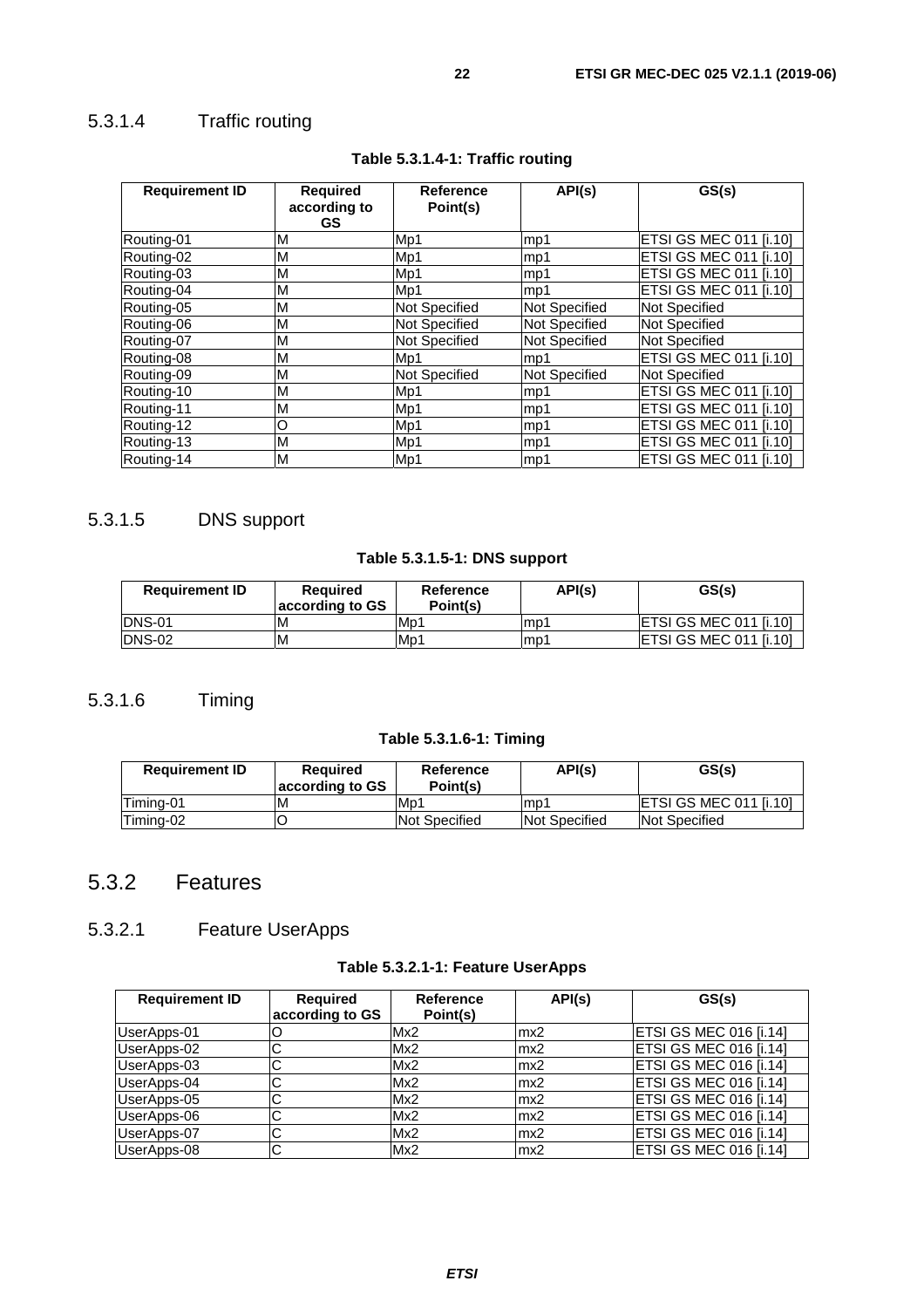#### 5.3.1.4 Traffic routing

**Table 5.3.1.4-1: Traffic routing**

| Requirement ID | Required according to GS | Reference Point(s) | API(s) | GS(s) |
|---|---|---|---|---|
| Routing-01 | M | Mp1 | mp1 | ETSI GS MEC 011 [i.10] |
| Routing-02 | M | Mp1 | mp1 | ETSI GS MEC 011 [i.10] |
| Routing-03 | M | Mp1 | mp1 | ETSI GS MEC 011 [i.10] |
| Routing-04 | M | Mp1 | mp1 | ETSI GS MEC 011 [i.10] |
| Routing-05 | M | Not Specified | Not Specified | Not Specified |
| Routing-06 | M | Not Specified | Not Specified | Not Specified |
| Routing-07 | M | Not Specified | Not Specified | Not Specified |
| Routing-08 | M | Mp1 | mp1 | ETSI GS MEC 011 [i.10] |
| Routing-09 | M | Not Specified | Not Specified | Not Specified |
| Routing-10 | M | Mp1 | mp1 | ETSI GS MEC 011 [i.10] |
| Routing-11 | M | Mp1 | mp1 | ETSI GS MEC 011 [i.10] |
| Routing-12 | O | Mp1 | mp1 | ETSI GS MEC 011 [i.10] |
| Routing-13 | M | Mp1 | mp1 | ETSI GS MEC 011 [i.10] |
| Routing-14 | M | Mp1 | mp1 | ETSI GS MEC 011 [i.10] |

#### 5.3.1.5 DNS support

**Table 5.3.1.5-1: DNS support**

| Requirement ID | Required according to GS | Reference Point(s) | API(s) | GS(s) |
|---|---|---|---|---|
| DNS-01 | M | Mp1 | mp1 | ETSI GS MEC 011 [i.10] |
| DNS-02 | M | Mp1 | mp1 | ETSI GS MEC 011 [i.10] |

#### 5.3.1.6 Timing

**Table 5.3.1.6-1: Timing**

| Requirement ID | Required according to GS | Reference Point(s) | API(s) | GS(s) |
|---|---|---|---|---|
| Timing-01 | M | Mp1 | mp1 | ETSI GS MEC 011 [i.10] |
| Timing-02 | O | Not Specified | Not Specified | Not Specified |

### 5.3.2 Features

#### 5.3.2.1 Feature UserApps

**Table 5.3.2.1-1: Feature UserApps**

| Requirement ID | Required according to GS | Reference Point(s) | API(s) | GS(s) |
|---|---|---|---|---|
| UserApps-01 | O | Mx2 | mx2 | ETSI GS MEC 016 [i.14] |
| UserApps-02 | C | Mx2 | mx2 | ETSI GS MEC 016 [i.14] |
| UserApps-03 | C | Mx2 | mx2 | ETSI GS MEC 016 [i.14] |
| UserApps-04 | C | Mx2 | mx2 | ETSI GS MEC 016 [i.14] |
| UserApps-05 | C | Mx2 | mx2 | ETSI GS MEC 016 [i.14] |
| UserApps-06 | C | Mx2 | mx2 | ETSI GS MEC 016 [i.14] |
| UserApps-07 | C | Mx2 | mx2 | ETSI GS MEC 016 [i.14] |
| UserApps-08 | C | Mx2 | mx2 | ETSI GS MEC 016 [i.14] |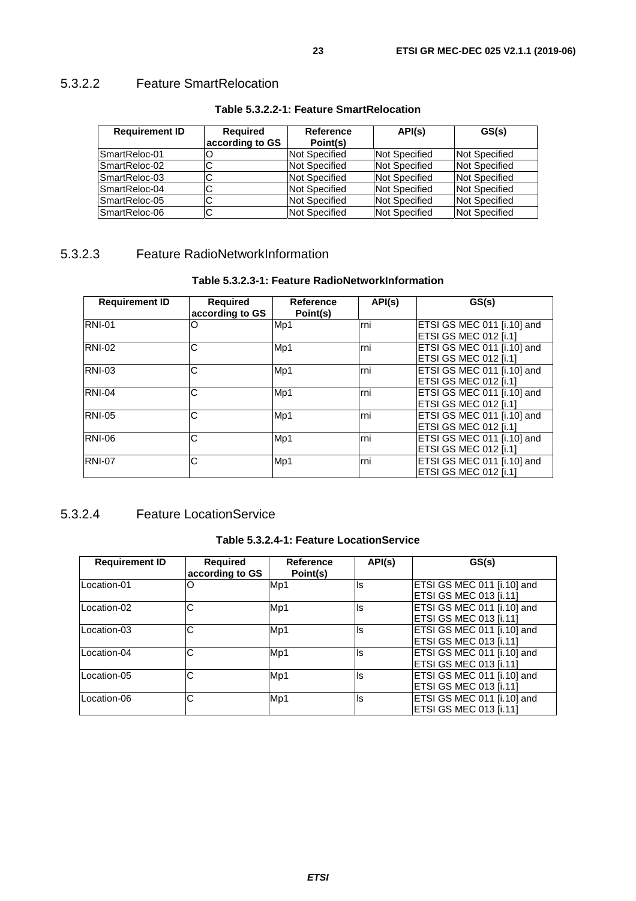#### 5.3.2.2 Feature SmartRelocation

**Table 5.3.2.2-1: Feature SmartRelocation**

| Requirement ID | Required according to GS | Reference Point(s) | API(s) | GS(s) |
|---|---|---|---|---|
| SmartReloc-01 | O | Not Specified | Not Specified | Not Specified |
| SmartReloc-02 | C | Not Specified | Not Specified | Not Specified |
| SmartReloc-03 | C | Not Specified | Not Specified | Not Specified |
| SmartReloc-04 | C | Not Specified | Not Specified | Not Specified |
| SmartReloc-05 | C | Not Specified | Not Specified | Not Specified |
| SmartReloc-06 | C | Not Specified | Not Specified | Not Specified |

#### 5.3.2.3 Feature RadioNetworkInformation

**Table 5.3.2.3-1: Feature RadioNetworkInformation**

| Requirement ID | Required according to GS | Reference Point(s) | API(s) | GS(s) |
|---|---|---|---|---|
| RNI-01 | O | Mp1 | rni | ETSI GS MEC 011 [i.10] and ETSI GS MEC 012 [i.1] |
| RNI-02 | C | Mp1 | rni | ETSI GS MEC 011 [i.10] and ETSI GS MEC 012 [i.1] |
| RNI-03 | C | Mp1 | rni | ETSI GS MEC 011 [i.10] and ETSI GS MEC 012 [i.1] |
| RNI-04 | C | Mp1 | rni | ETSI GS MEC 011 [i.10] and ETSI GS MEC 012 [i.1] |
| RNI-05 | C | Mp1 | rni | ETSI GS MEC 011 [i.10] and ETSI GS MEC 012 [i.1] |
| RNI-06 | C | Mp1 | rni | ETSI GS MEC 011 [i.10] and ETSI GS MEC 012 [i.1] |
| RNI-07 | C | Mp1 | rni | ETSI GS MEC 011 [i.10] and ETSI GS MEC 012 [i.1] |

#### 5.3.2.4 Feature LocationService

**Table 5.3.2.4-1: Feature LocationService**

| Requirement ID | Required according to GS | Reference Point(s) | API(s) | GS(s) |
|---|---|---|---|---|
| Location-01 | O | Mp1 | ls | ETSI GS MEC 011 [i.10] and ETSI GS MEC 013 [i.11] |
| Location-02 | C | Mp1 | ls | ETSI GS MEC 011 [i.10] and ETSI GS MEC 013 [i.11] |
| Location-03 | C | Mp1 | ls | ETSI GS MEC 011 [i.10] and ETSI GS MEC 013 [i.11] |
| Location-04 | C | Mp1 | ls | ETSI GS MEC 011 [i.10] and ETSI GS MEC 013 [i.11] |
| Location-05 | C | Mp1 | ls | ETSI GS MEC 011 [i.10] and ETSI GS MEC 013 [i.11] |
| Location-06 | C | Mp1 | ls | ETSI GS MEC 011 [i.10] and ETSI GS MEC 013 [i.11] |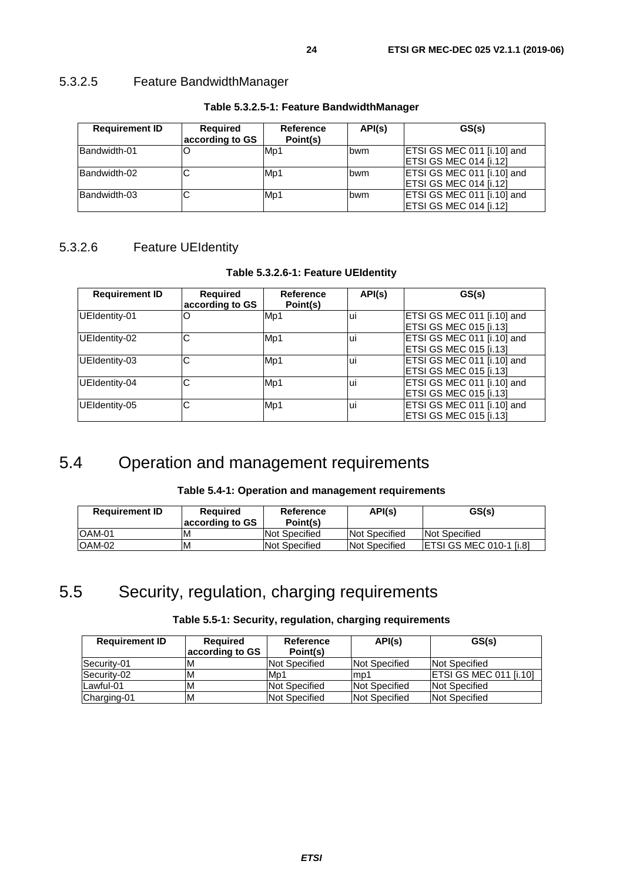#### 5.3.2.5 Feature BandwidthManager

**Table 5.3.2.5-1: Feature BandwidthManager**

| Requirement ID | Required according to GS | Reference Point(s) | API(s) | GS(s) |
|---|---|---|---|---|
| Bandwidth-01 | O | Mp1 | bwm | ETSI GS MEC 011 [i.10] and ETSI GS MEC 014 [i.12] |
| Bandwidth-02 | C | Mp1 | bwm | ETSI GS MEC 011 [i.10] and ETSI GS MEC 014 [i.12] |
| Bandwidth-03 | C | Mp1 | bwm | ETSI GS MEC 011 [i.10] and ETSI GS MEC 014 [i.12] |

#### 5.3.2.6 Feature UEIdentity

**Table 5.3.2.6-1: Feature UEIdentity**

| Requirement ID | Required according to GS | Reference Point(s) | API(s) | GS(s) |
|---|---|---|---|---|
| UEIdentity-01 | O | Mp1 | ui | ETSI GS MEC 011 [i.10] and ETSI GS MEC 015 [i.13] |
| UEIdentity-02 | C | Mp1 | ui | ETSI GS MEC 011 [i.10] and ETSI GS MEC 015 [i.13] |
| UEIdentity-03 | C | Mp1 | ui | ETSI GS MEC 011 [i.10] and ETSI GS MEC 015 [i.13] |
| UEIdentity-04 | C | Mp1 | ui | ETSI GS MEC 011 [i.10] and ETSI GS MEC 015 [i.13] |
| UEIdentity-05 | C | Mp1 | ui | ETSI GS MEC 011 [i.10] and ETSI GS MEC 015 [i.13] |

## 5.4 Operation and management requirements

**Table 5.4-1: Operation and management requirements**

| Requirement ID | Required according to GS | Reference Point(s) | API(s) | GS(s) |
|---|---|---|---|---|
| OAM-01 | M | Not Specified | Not Specified | Not Specified |
| OAM-02 | M | Not Specified | Not Specified | ETSI GS MEC 010-1 [i.8] |

## 5.5 Security, regulation, charging requirements

**Table 5.5-1: Security, regulation, charging requirements**

| Requirement ID | Required according to GS | Reference Point(s) | API(s) | GS(s) |
|---|---|---|---|---|
| Security-01 | M | Not Specified | Not Specified | Not Specified |
| Security-02 | M | Mp1 | mp1 | ETSI GS MEC 011 [i.10] |
| Lawful-01 | M | Not Specified | Not Specified | Not Specified |
| Charging-01 | M | Not Specified | Not Specified | Not Specified |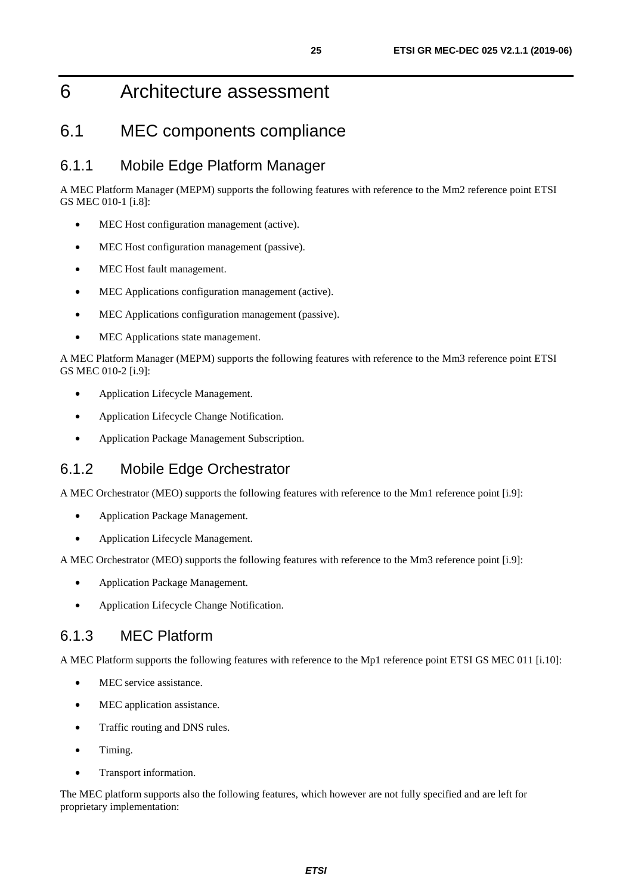# 6 Architecture assessment

## 6.1 MEC components compliance

### 6.1.1 Mobile Edge Platform Manager

A MEC Platform Manager (MEPM) supports the following features with reference to the Mm2 reference point ETSI GS MEC 010-1 [i.8]:

- MEC Host configuration management (active).
- MEC Host configuration management (passive).
- MEC Host fault management.
- MEC Applications configuration management (active).
- MEC Applications configuration management (passive).
- MEC Applications state management.

A MEC Platform Manager (MEPM) supports the following features with reference to the Mm3 reference point ETSI GS MEC 010-2 [i.9]:

- Application Lifecycle Management.
- Application Lifecycle Change Notification.
- Application Package Management Subscription.

### 6.1.2 Mobile Edge Orchestrator

A MEC Orchestrator (MEO) supports the following features with reference to the Mm1 reference point [i.9]:

- Application Package Management.
- Application Lifecycle Management.

A MEC Orchestrator (MEO) supports the following features with reference to the Mm3 reference point [i.9]:

- Application Package Management.
- Application Lifecycle Change Notification.

### 6.1.3 MEC Platform

A MEC Platform supports the following features with reference to the Mp1 reference point ETSI GS MEC 011 [i.10]:

- MEC service assistance.
- MEC application assistance.
- Traffic routing and DNS rules.
- Timing.
- Transport information.

The MEC platform supports also the following features, which however are not fully specified and are left for proprietary implementation: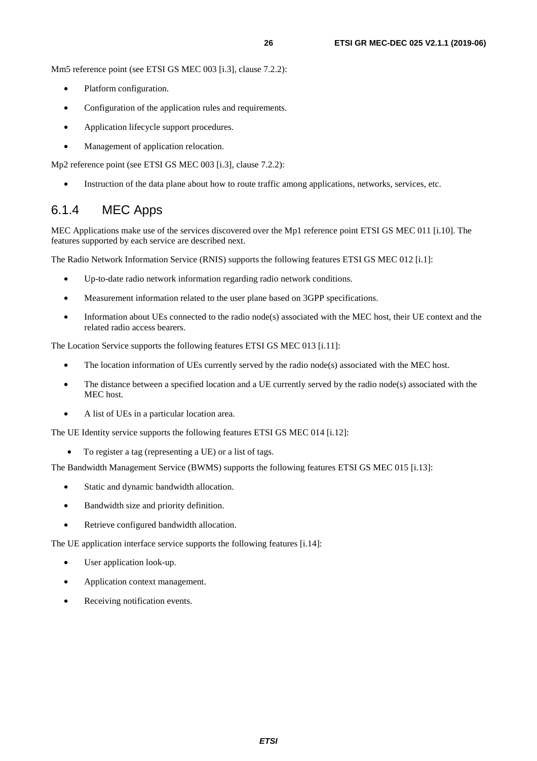Mm5 reference point (see ETSI GS MEC 003 [i.3], clause 7.2.2):

- Platform configuration.
- Configuration of the application rules and requirements.
- Application lifecycle support procedures.
- Management of application relocation.

Mp2 reference point (see ETSI GS MEC 003 [i.3], clause 7.2.2):

- Instruction of the data plane about how to route traffic among applications, networks, services, etc.

### 6.1.4 MEC Apps

MEC Applications make use of the services discovered over the Mp1 reference point ETSI GS MEC 011 [i.10]. The features supported by each service are described next.

The Radio Network Information Service (RNIS) supports the following features ETSI GS MEC 012 [i.1]:

- Up-to-date radio network information regarding radio network conditions.
- Measurement information related to the user plane based on 3GPP specifications.
- Information about UEs connected to the radio node(s) associated with the MEC host, their UE context and the related radio access bearers.

The Location Service supports the following features ETSI GS MEC 013 [i.11]:

- The location information of UEs currently served by the radio node(s) associated with the MEC host.
- The distance between a specified location and a UE currently served by the radio node(s) associated with the MEC host.
- A list of UEs in a particular location area.

The UE Identity service supports the following features ETSI GS MEC 014 [i.12]:

- To register a tag (representing a UE) or a list of tags.

The Bandwidth Management Service (BWMS) supports the following features ETSI GS MEC 015 [i.13]:

- Static and dynamic bandwidth allocation.
- Bandwidth size and priority definition.
- Retrieve configured bandwidth allocation.

The UE application interface service supports the following features [i.14]:

- User application look-up.
- Application context management.
- Receiving notification events.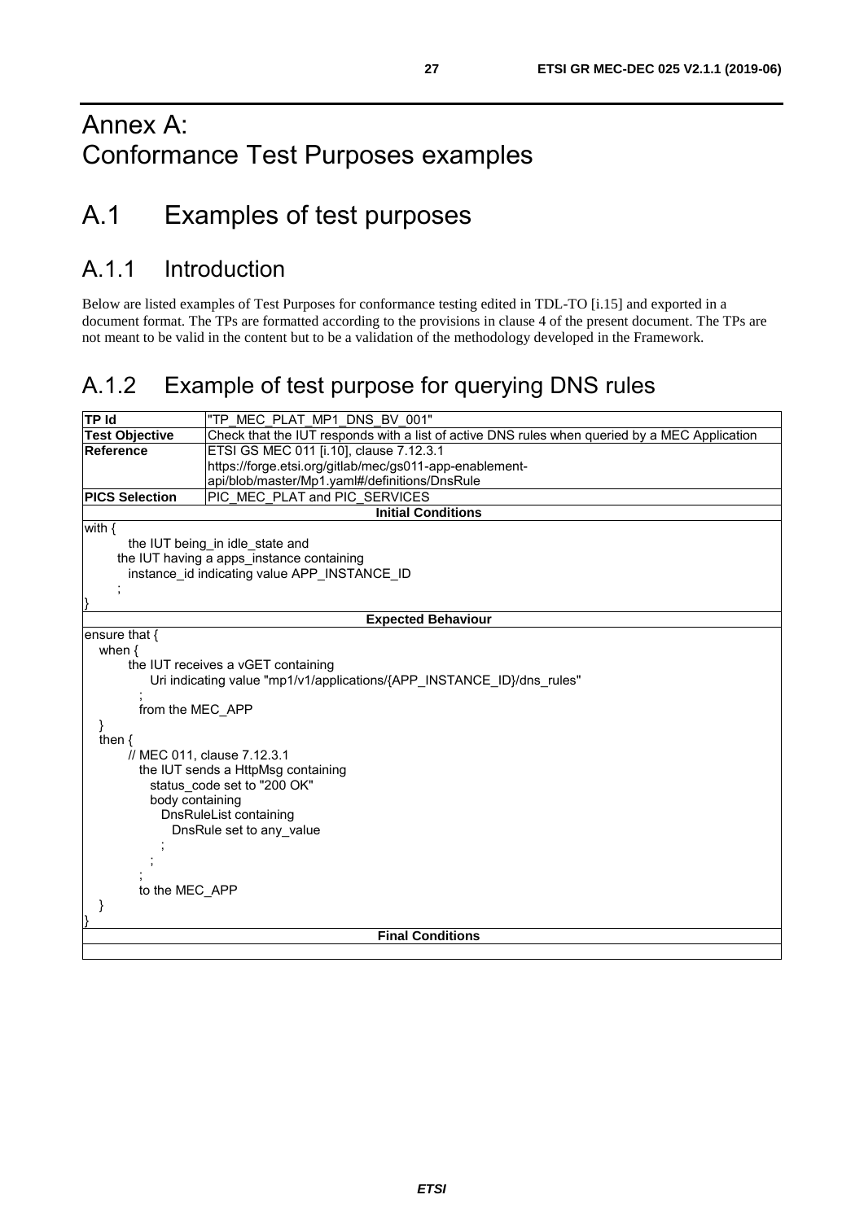# Annex A: Conformance Test Purposes examples

# A.1 Examples of test purposes

## A.1.1 Introduction

Below are listed examples of Test Purposes for conformance testing edited in TDL-TO [i.15] and exported in a document format. The TPs are formatted according to the provisions in clause 4 of the present document. The TPs are not meant to be valid in the content but to be a validation of the methodology developed in the Framework.

## A.1.2 Example of test purpose for querying DNS rules

| **TP Id** | "TP_MEC_PLAT_MP1_DNS_BV_001" |
|---|---|
| **Test Objective** | Check that the IUT responds with a list of active DNS rules when queried by a MEC Application |
| **Reference** | ETSI GS MEC 011 [i.10], clause 7.12.3.1<br>https://forge.etsi.org/gitlab/mec/gs011-app-enablement-api/blob/master/Mp1.yaml#/definitions/DnsRule |
| **PICS Selection** | PIC_MEC_PLAT and PIC_SERVICES |
| **Initial Conditions** | |

```
with {
      the IUT being_in idle_state and
      the IUT having a apps_instance containing
         instance_id indicating value APP_INSTANCE_ID
      ;
}
```

**Expected Behaviour**

```
ensure that {
   when {
         the IUT receives a vGET containing
            Uri indicating value "mp1/v1/applications/{APP_INSTANCE_ID}/dns_rules"
         ;
         from the MEC_APP
   }
   then {
         // MEC 011, clause 7.12.3.1
         the IUT sends a HttpMsg containing
            status_code set to "200 OK"
            body containing
               DnsRuleList containing
                  DnsRule set to any_value
               ;
            ;
         ;
         to the MEC_APP
   }
}
```

**Final Conditions**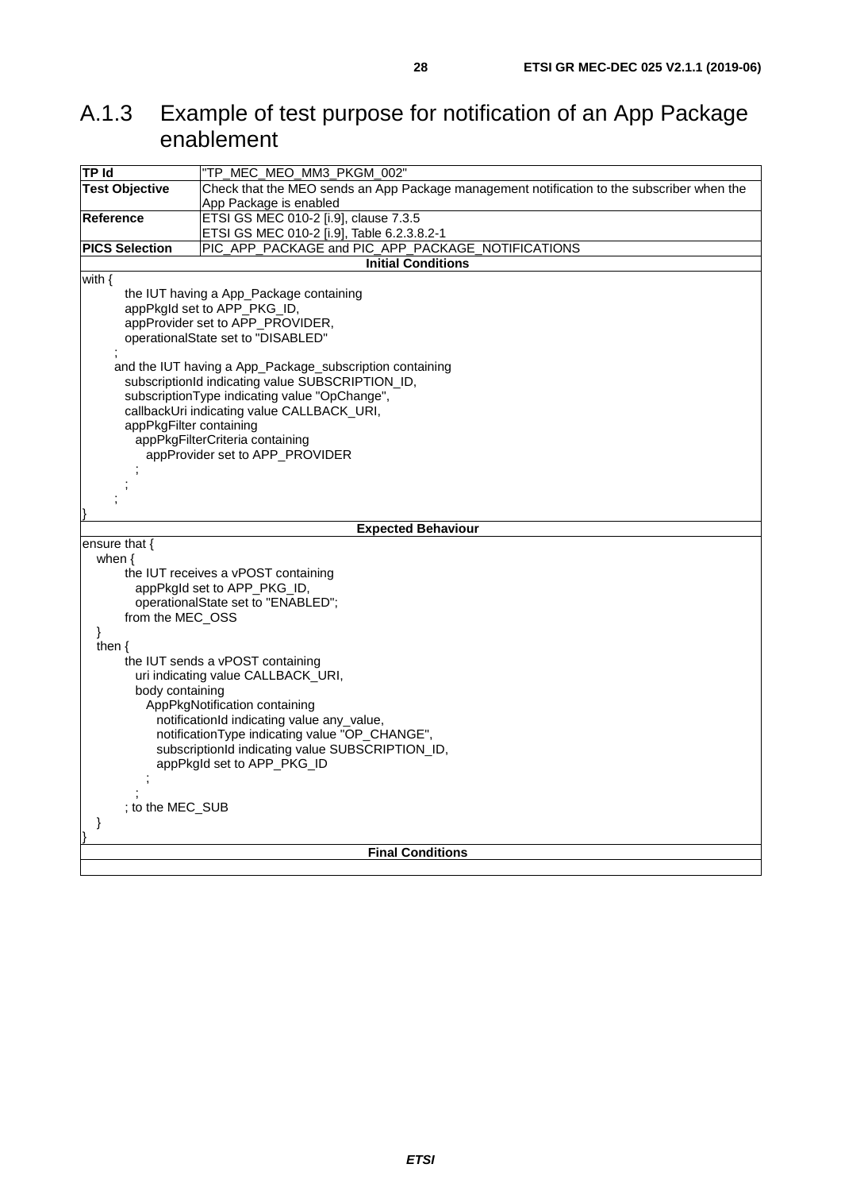## A.1.3 Example of test purpose for notification of an App Package enablement

| TP Id | "TP_MEC_MEO_MM3_PKGM_002" |
|---|---|
| **Test Objective** | Check that the MEO sends an App Package management notification to the subscriber when the App Package is enabled |
| **Reference** | ETSI GS MEC 010-2 [i.9], clause 7.3.5<br>ETSI GS MEC 010-2 [i.9], Table 6.2.3.8.2-1 |
| **PICS Selection** | PIC_APP_PACKAGE and PIC_APP_PACKAGE_NOTIFICATIONS |
| **Initial Conditions** | |

```
with {
        the IUT having a App_Package containing
        appPkgId set to APP_PKG_ID,
        appProvider set to APP_PROVIDER,
        operationalState set to "DISABLED"
      ;
      and the IUT having a App_Package_subscription containing
        subscriptionId indicating value SUBSCRIPTION_ID,
        subscriptionType indicating value "OpChange",
        callbackUri indicating value CALLBACK_URI,
        appPkgFilter containing
          appPkgFilterCriteria containing
            appProvider set to APP_PROVIDER
          ;
        ;
      ;
}
```

**Expected Behaviour**

```
ensure that {
   when {
        the IUT receives a vPOST containing
          appPkgId set to APP_PKG_ID,
          operationalState set to "ENABLED";
        from the MEC_OSS
   }
   then {
        the IUT sends a vPOST containing
          uri indicating value CALLBACK_URI,
          body containing
            AppPkgNotification containing
              notificationId indicating value any_value,
              notificationType indicating value "OP_CHANGE",
              subscriptionId indicating value SUBSCRIPTION_ID,
              appPkgId set to APP_PKG_ID
            ;
          ;
        ; to the MEC_SUB
   }
}
```

**Final Conditions**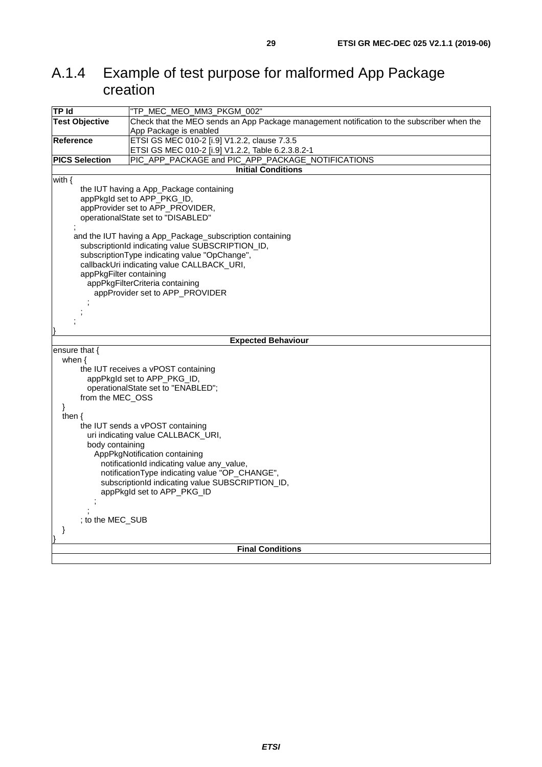## A.1.4 Example of test purpose for malformed App Package creation

| | |
|---|---|
| **TP Id** | "TP_MEC_MEO_MM3_PKGM_002" |
| **Test Objective** | Check that the MEO sends an App Package management notification to the subscriber when the App Package is enabled |
| **Reference** | ETSI GS MEC 010-2 [i.9] V1.2.2, clause 7.3.5<br>ETSI GS MEC 010-2 [i.9] V1.2.2, Table 6.2.3.8.2-1 |
| **PICS Selection** | PIC_APP_PACKAGE and PIC_APP_PACKAGE_NOTIFICATIONS |

**Initial Conditions**

```
with {
        the IUT having a App_Package containing
        appPkgId set to APP_PKG_ID,
        appProvider set to APP_PROVIDER,
        operationalState set to "DISABLED"
      ;
      and the IUT having a App_Package_subscription containing
        subscriptionId indicating value SUBSCRIPTION_ID,
        subscriptionType indicating value "OpChange",
        callbackUri indicating value CALLBACK_URI,
        appPkgFilter containing
          appPkgFilterCriteria containing
            appProvider set to APP_PROVIDER
          ;
        ;
      ;
}
```

**Expected Behaviour**

```
ensure that {
   when {
        the IUT receives a vPOST containing
          appPkgId set to APP_PKG_ID,
          operationalState set to "ENABLED";
        from the MEC_OSS
   }
   then {
        the IUT sends a vPOST containing
          uri indicating value CALLBACK_URI,
          body containing
            AppPkgNotification containing
              notificationId indicating value any_value,
              notificationType indicating value "OP_CHANGE",
              subscriptionId indicating value SUBSCRIPTION_ID,
              appPkgId set to APP_PKG_ID
            ;
          ;
        ; to the MEC_SUB
   }
}
```

**Final Conditions**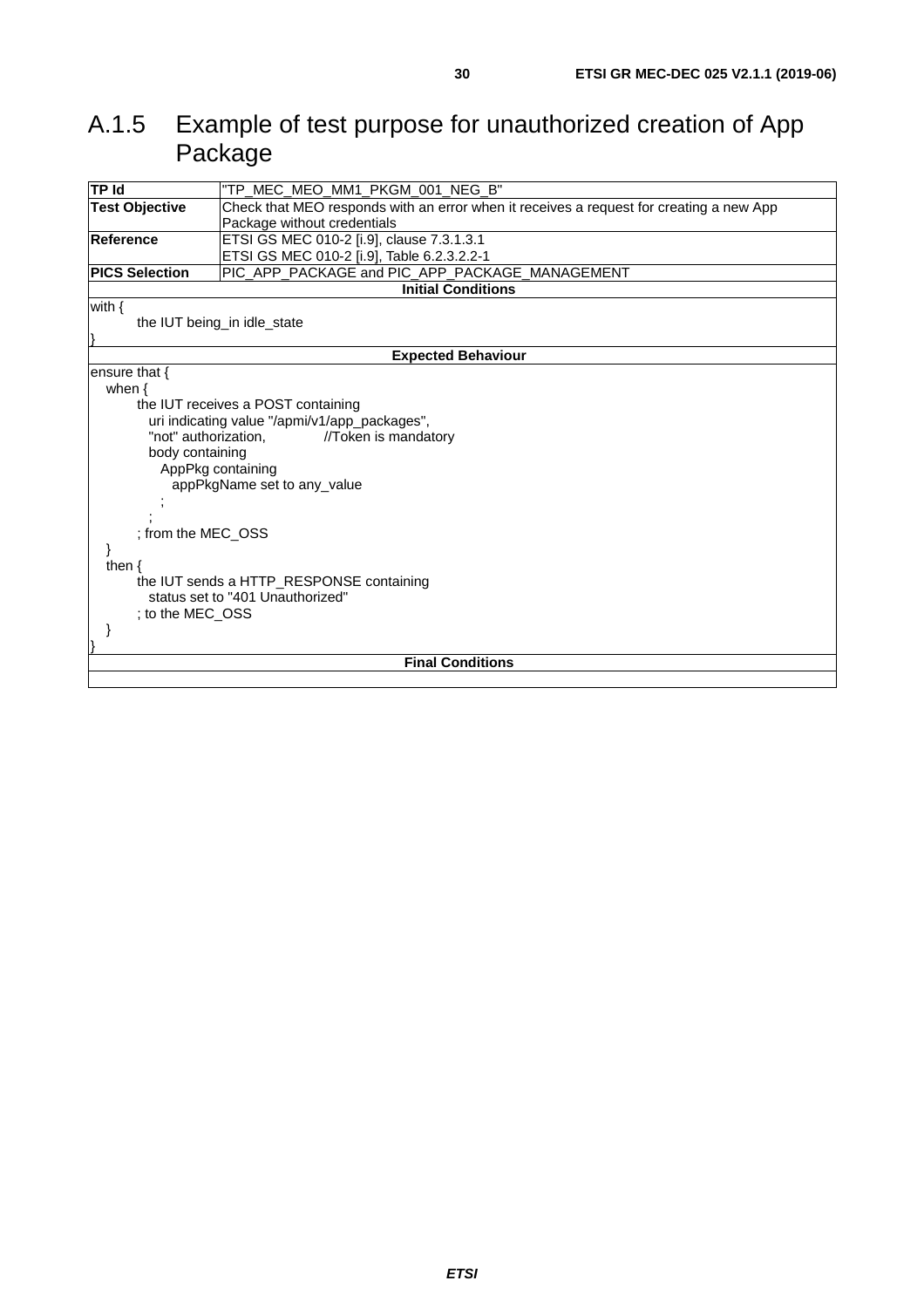## A.1.5 Example of test purpose for unauthorized creation of App Package

| **TP Id** | "TP_MEC_MEO_MM1_PKGM_001_NEG_B" |
|---|---|
| **Test Objective** | Check that MEO responds with an error when it receives a request for creating a new App Package without credentials |
| **Reference** | ETSI GS MEC 010-2 [i.9], clause 7.3.1.3.1<br>ETSI GS MEC 010-2 [i.9], Table 6.2.3.2.2-1 |
| **PICS Selection** | PIC_APP_PACKAGE and PIC_APP_PACKAGE_MANAGEMENT |
| **Initial Conditions** | |

```
with {
      the IUT being_in idle_state
}
```

**Expected Behaviour**

```
ensure that {
   when {
      the IUT receives a POST containing
        uri indicating value "/apmi/v1/app_packages",
        "not" authorization,          //Token is mandatory
        body containing
          AppPkg containing
            appPkgName set to any_value
          ;
        ;
      ; from the MEC_OSS
   }
   then {
      the IUT sends a HTTP_RESPONSE containing
        status set to "401 Unauthorized"
      ; to the MEC_OSS
   }
}
```

**Final Conditions**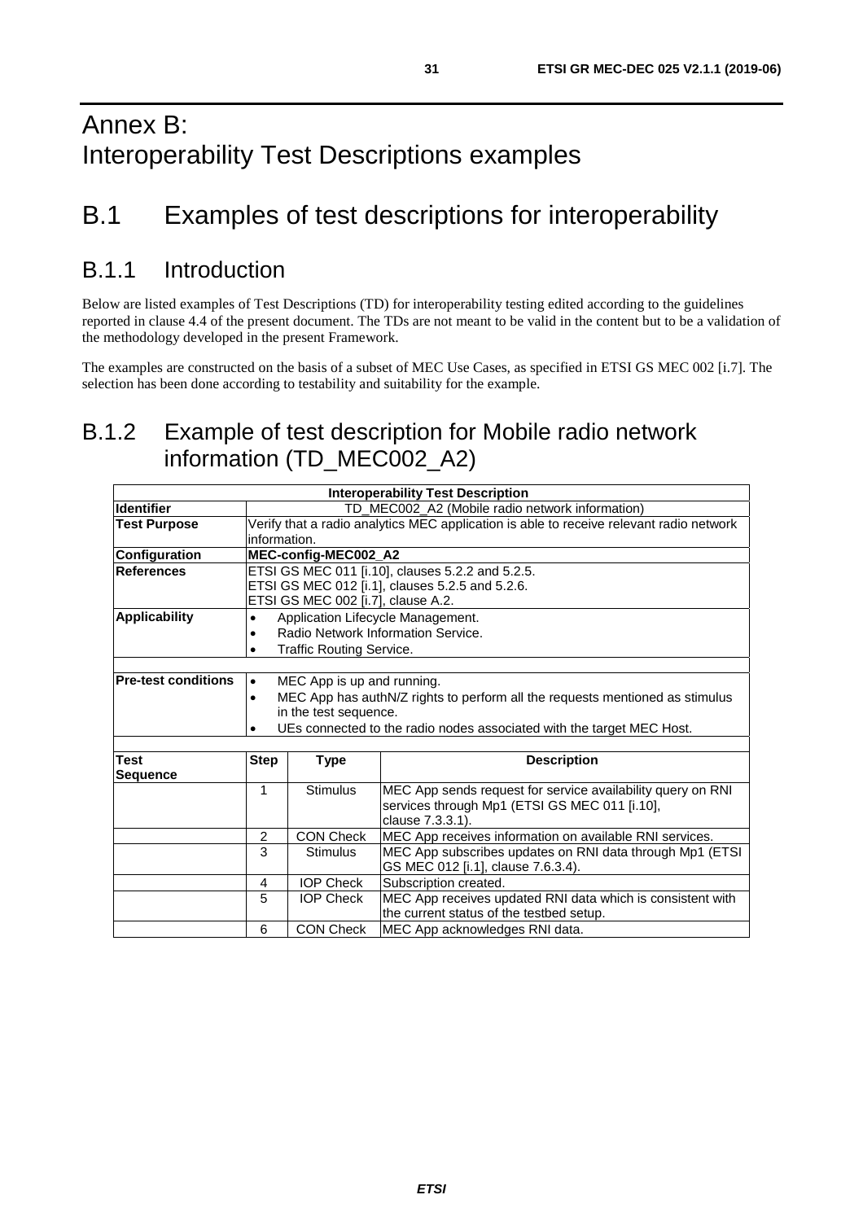# Annex B:
Interoperability Test Descriptions examples

# B.1 Examples of test descriptions for interoperability

## B.1.1 Introduction

Below are listed examples of Test Descriptions (TD) for interoperability testing edited according to the guidelines reported in clause 4.4 of the present document. The TDs are not meant to be valid in the content but to be a validation of the methodology developed in the present Framework.

The examples are constructed on the basis of a subset of MEC Use Cases, as specified in ETSI GS MEC 002 [i.7]. The selection has been done according to testability and suitability for the example.

## B.1.2 Example of test description for Mobile radio network information (TD_MEC002_A2)

| **Interoperability Test Description** | | | |
|---|---|---|---|
| **Identifier** | TD_MEC002_A2 (Mobile radio network information) | | |
| **Test Purpose** | Verify that a radio analytics MEC application is able to receive relevant radio network information. | | |
| **Configuration** | **MEC-config-MEC002_A2** | | |
| **References** | ETSI GS MEC 011 [i.10], clauses 5.2.2 and 5.2.5.<br>ETSI GS MEC 012 [i.1], clauses 5.2.5 and 5.2.6.<br>ETSI GS MEC 002 [i.7], clause A.2. | | |
| **Applicability** | • Application Lifecycle Management.<br>• Radio Network Information Service.<br>• Traffic Routing Service. | | |
| | | | |
| **Pre-test conditions** | • MEC App is up and running.<br>• MEC App has authN/Z rights to perform all the requests mentioned as stimulus in the test sequence.<br>• UEs connected to the radio nodes associated with the target MEC Host. | | |
| | | | |
| **Test Sequence** | **Step** | **Type** | **Description** |
| | 1 | Stimulus | MEC App sends request for service availability query on RNI services through Mp1 (ETSI GS MEC 011 [i.10], clause 7.3.3.1). |
| | 2 | CON Check | MEC App receives information on available RNI services. |
| | 3 | Stimulus | MEC App subscribes updates on RNI data through Mp1 (ETSI GS MEC 012 [i.1], clause 7.6.3.4). |
| | 4 | IOP Check | Subscription created. |
| | 5 | IOP Check | MEC App receives updated RNI data which is consistent with the current status of the testbed setup. |
| | 6 | CON Check | MEC App acknowledges RNI data. |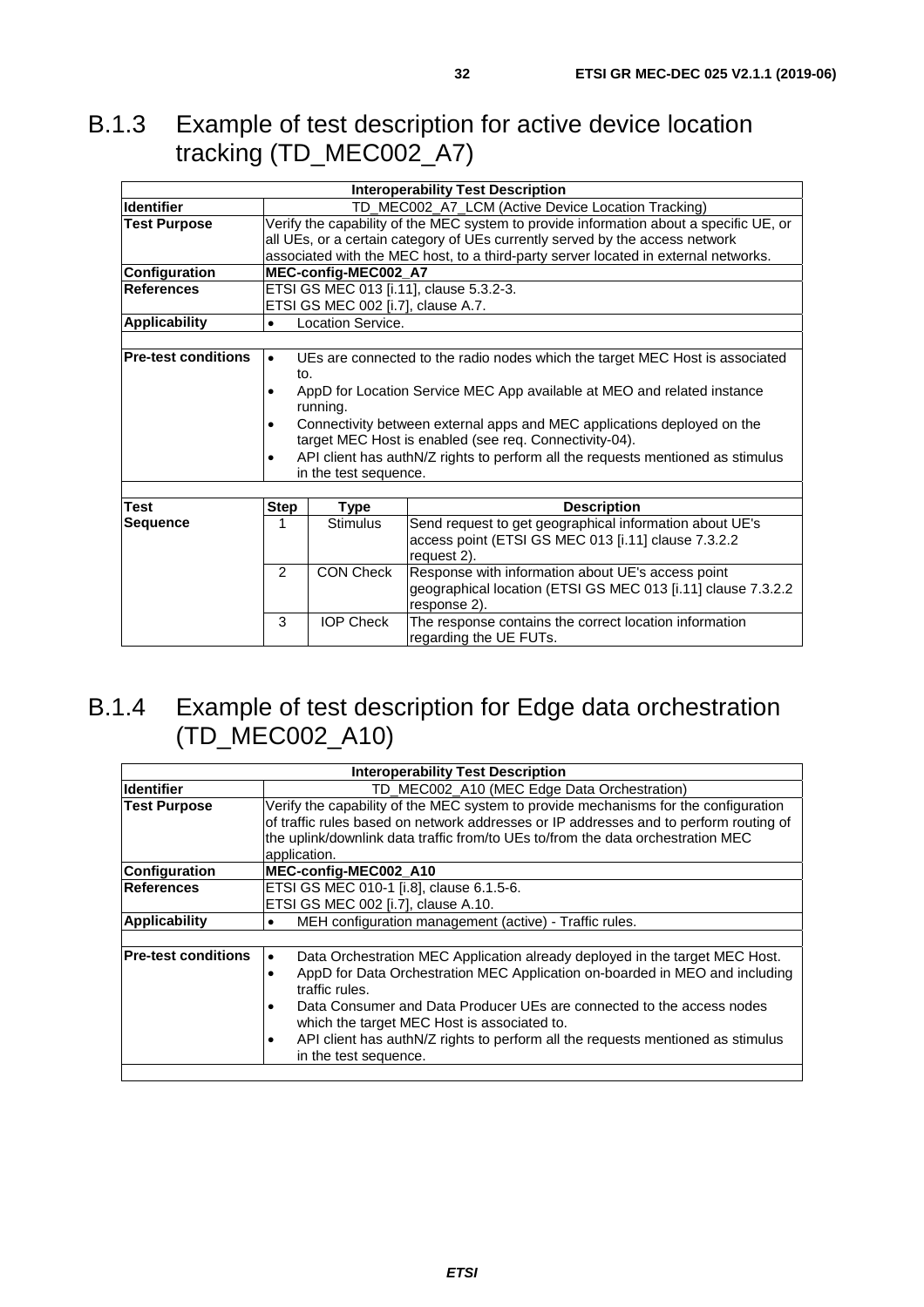## B.1.3 Example of test description for active device location tracking (TD_MEC002_A7)

| Interoperability Test Description | | | |
|---|---|---|---|
| **Identifier** | TD_MEC002_A7_LCM (Active Device Location Tracking) | | |
| **Test Purpose** | Verify the capability of the MEC system to provide information about a specific UE, or all UEs, or a certain category of UEs currently served by the access network associated with the MEC host, to a third-party server located in external networks. | | |
| **Configuration** | **MEC-config-MEC002_A7** | | |
| **References** | ETSI GS MEC 013 [i.11], clause 5.3.2-3.<br>ETSI GS MEC 002 [i.7], clause A.7. | | |
| **Applicability** | • Location Service. | | |
| | | | |
| **Pre-test conditions** | • UEs are connected to the radio nodes which the target MEC Host is associated to.<br>• AppD for Location Service MEC App available at MEO and related instance running.<br>• Connectivity between external apps and MEC applications deployed on the target MEC Host is enabled (see req. Connectivity-04).<br>• API client has authN/Z rights to perform all the requests mentioned as stimulus in the test sequence. | | |
| | | | |
| **Test** | **Step** | **Type** | **Description** |
| **Sequence** | 1 | Stimulus | Send request to get geographical information about UE's access point (ETSI GS MEC 013 [i.11] clause 7.3.2.2 request 2). |
| | 2 | CON Check | Response with information about UE's access point geographical location (ETSI GS MEC 013 [i.11] clause 7.3.2.2 response 2). |
| | 3 | IOP Check | The response contains the correct location information regarding the UE FUTs. |

## B.1.4 Example of test description for Edge data orchestration (TD_MEC002_A10)

| Interoperability Test Description | |
|---|---|
| **Identifier** | TD_MEC002_A10 (MEC Edge Data Orchestration) |
| **Test Purpose** | Verify the capability of the MEC system to provide mechanisms for the configuration of traffic rules based on network addresses or IP addresses and to perform routing of the uplink/downlink data traffic from/to UEs to/from the data orchestration MEC application. |
| **Configuration** | **MEC-config-MEC002_A10** |
| **References** | ETSI GS MEC 010-1 [i.8], clause 6.1.5-6.<br>ETSI GS MEC 002 [i.7], clause A.10. |
| **Applicability** | • MEH configuration management (active) - Traffic rules. |
| | |
| **Pre-test conditions** | • Data Orchestration MEC Application already deployed in the target MEC Host.<br>• AppD for Data Orchestration MEC Application on-boarded in MEO and including traffic rules.<br>• Data Consumer and Data Producer UEs are connected to the access nodes which the target MEC Host is associated to.<br>• API client has authN/Z rights to perform all the requests mentioned as stimulus in the test sequence. |
| | |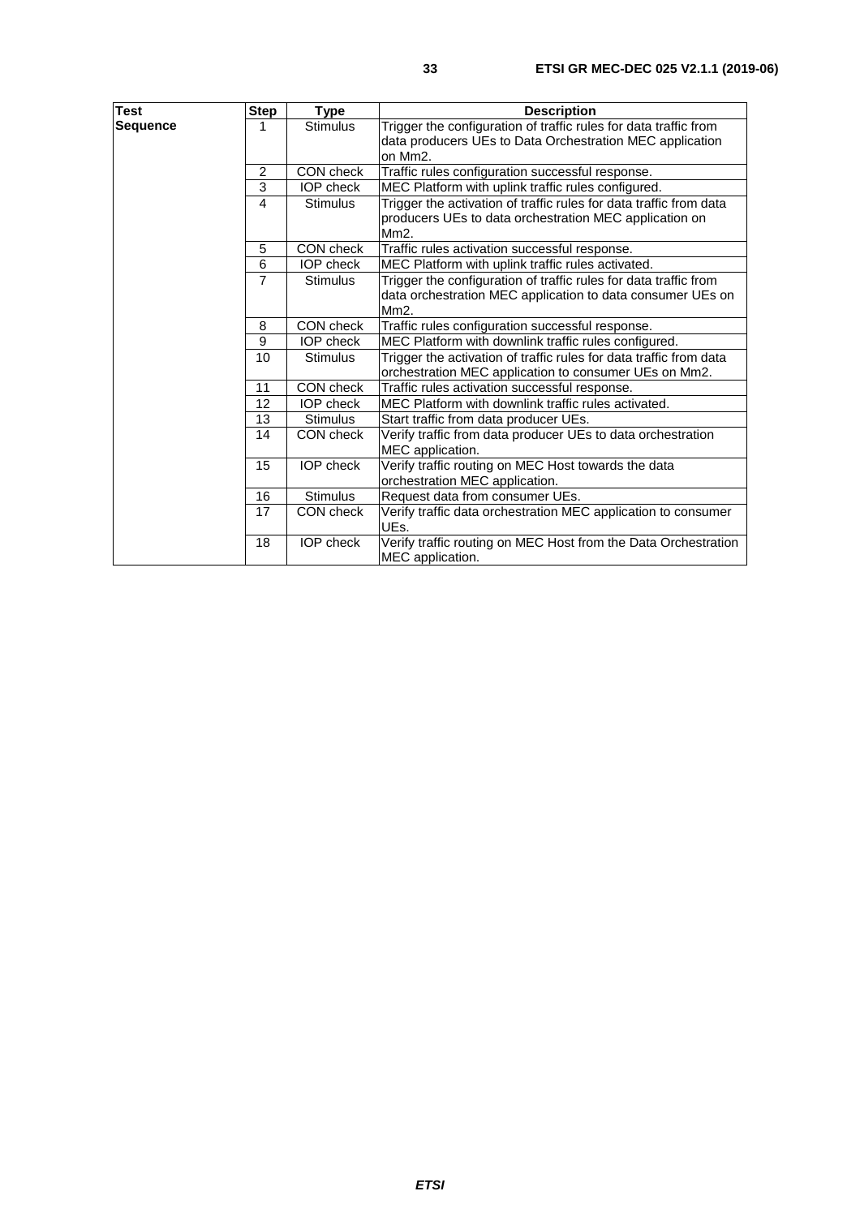| Test | Step | Type | Description |
|---|---|---|---|
| **Sequence** | 1 | Stimulus | Trigger the configuration of traffic rules for data traffic from data producers UEs to Data Orchestration MEC application on Mm2. |
| | 2 | CON check | Traffic rules configuration successful response. |
| | 3 | IOP check | MEC Platform with uplink traffic rules configured. |
| | 4 | Stimulus | Trigger the activation of traffic rules for data traffic from data producers UEs to data orchestration MEC application on Mm2. |
| | 5 | CON check | Traffic rules activation successful response. |
| | 6 | IOP check | MEC Platform with uplink traffic rules activated. |
| | 7 | Stimulus | Trigger the configuration of traffic rules for data traffic from data orchestration MEC application to data consumer UEs on Mm2. |
| | 8 | CON check | Traffic rules configuration successful response. |
| | 9 | IOP check | MEC Platform with downlink traffic rules configured. |
| | 10 | Stimulus | Trigger the activation of traffic rules for data traffic from data orchestration MEC application to consumer UEs on Mm2. |
| | 11 | CON check | Traffic rules activation successful response. |
| | 12 | IOP check | MEC Platform with downlink traffic rules activated. |
| | 13 | Stimulus | Start traffic from data producer UEs. |
| | 14 | CON check | Verify traffic from data producer UEs to data orchestration MEC application. |
| | 15 | IOP check | Verify traffic routing on MEC Host towards the data orchestration MEC application. |
| | 16 | Stimulus | Request data from consumer UEs. |
| | 17 | CON check | Verify traffic data orchestration MEC application to consumer UEs. |
| | 18 | IOP check | Verify traffic routing on MEC Host from the Data Orchestration MEC application. |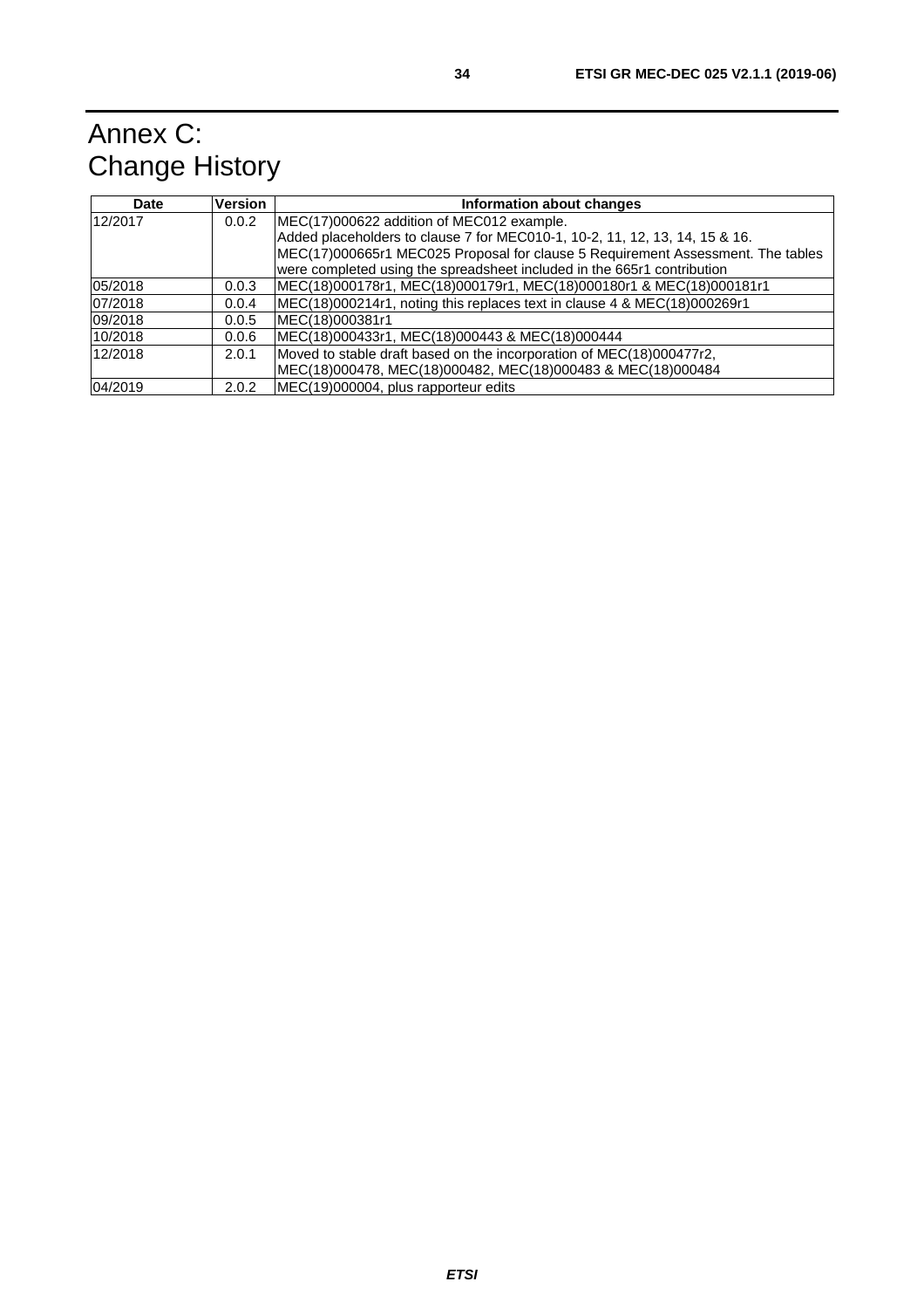# Annex C: Change History

| Date | Version | Information about changes |
|---|---|---|
| 12/2017 | 0.0.2 | MEC(17)000622 addition of MEC012 example.<br>Added placeholders to clause 7 for MEC010-1, 10-2, 11, 12, 13, 14, 15 & 16.<br>MEC(17)000665r1 MEC025 Proposal for clause 5 Requirement Assessment. The tables were completed using the spreadsheet included in the 665r1 contribution |
| 05/2018 | 0.0.3 | MEC(18)000178r1, MEC(18)000179r1, MEC(18)000180r1 & MEC(18)000181r1 |
| 07/2018 | 0.0.4 | MEC(18)000214r1, noting this replaces text in clause 4 & MEC(18)000269r1 |
| 09/2018 | 0.0.5 | MEC(18)000381r1 |
| 10/2018 | 0.0.6 | MEC(18)000433r1, MEC(18)000443 & MEC(18)000444 |
| 12/2018 | 2.0.1 | Moved to stable draft based on the incorporation of MEC(18)000477r2, MEC(18)000478, MEC(18)000482, MEC(18)000483 & MEC(18)000484 |
| 04/2019 | 2.0.2 | MEC(19)000004, plus rapporteur edits |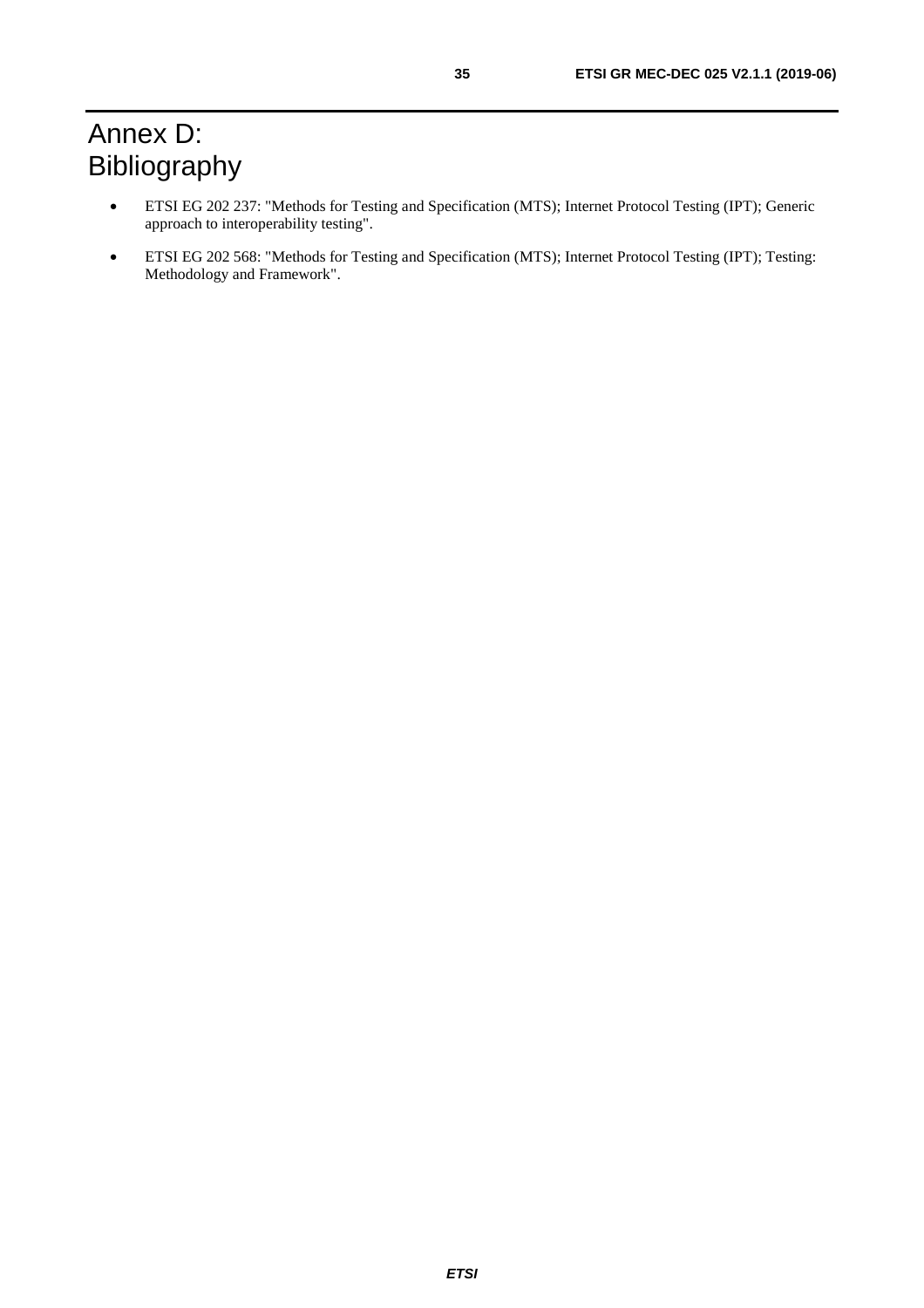# Annex D: Bibliography

- ETSI EG 202 237: "Methods for Testing and Specification (MTS); Internet Protocol Testing (IPT); Generic approach to interoperability testing".
- ETSI EG 202 568: "Methods for Testing and Specification (MTS); Internet Protocol Testing (IPT); Testing: Methodology and Framework".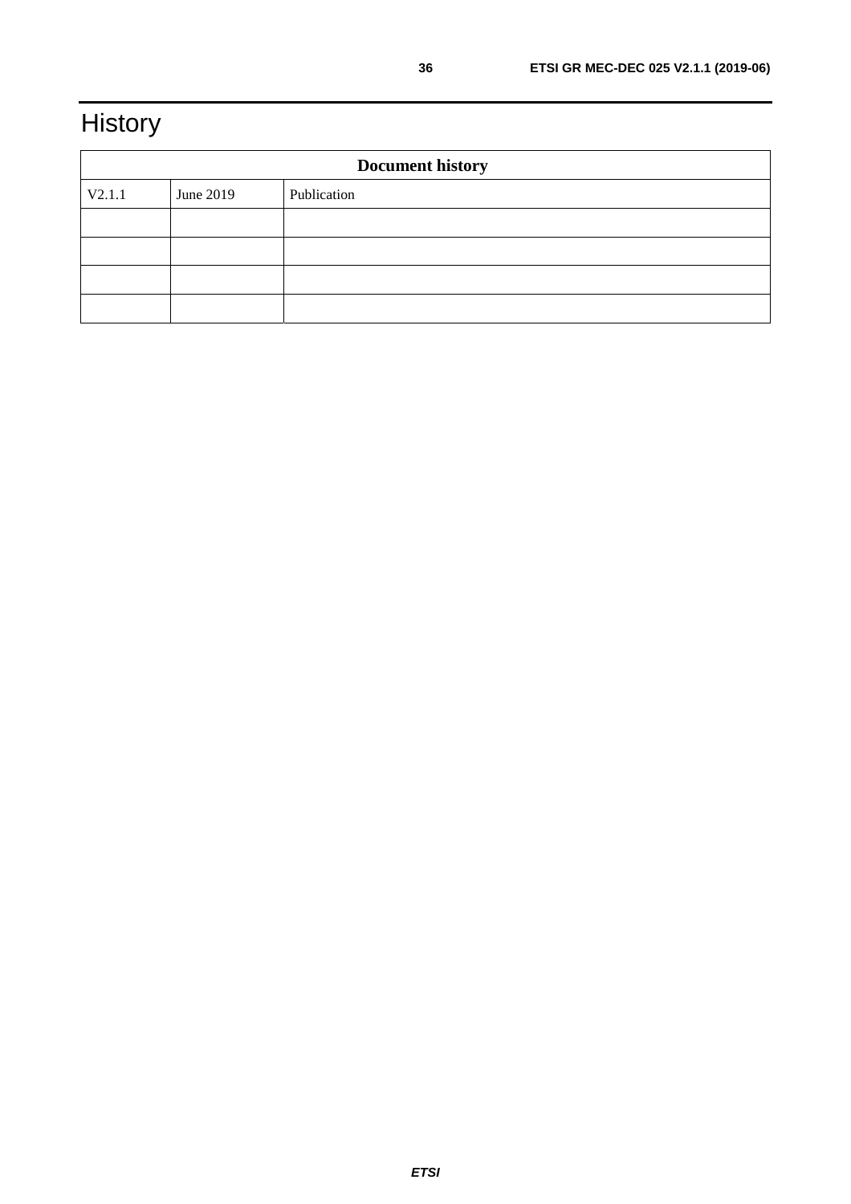# History

| Document history | | |
|---|---|---|
| V2.1.1 | June 2019 | Publication |
| | | |
| | | |
| | | |
| | | |